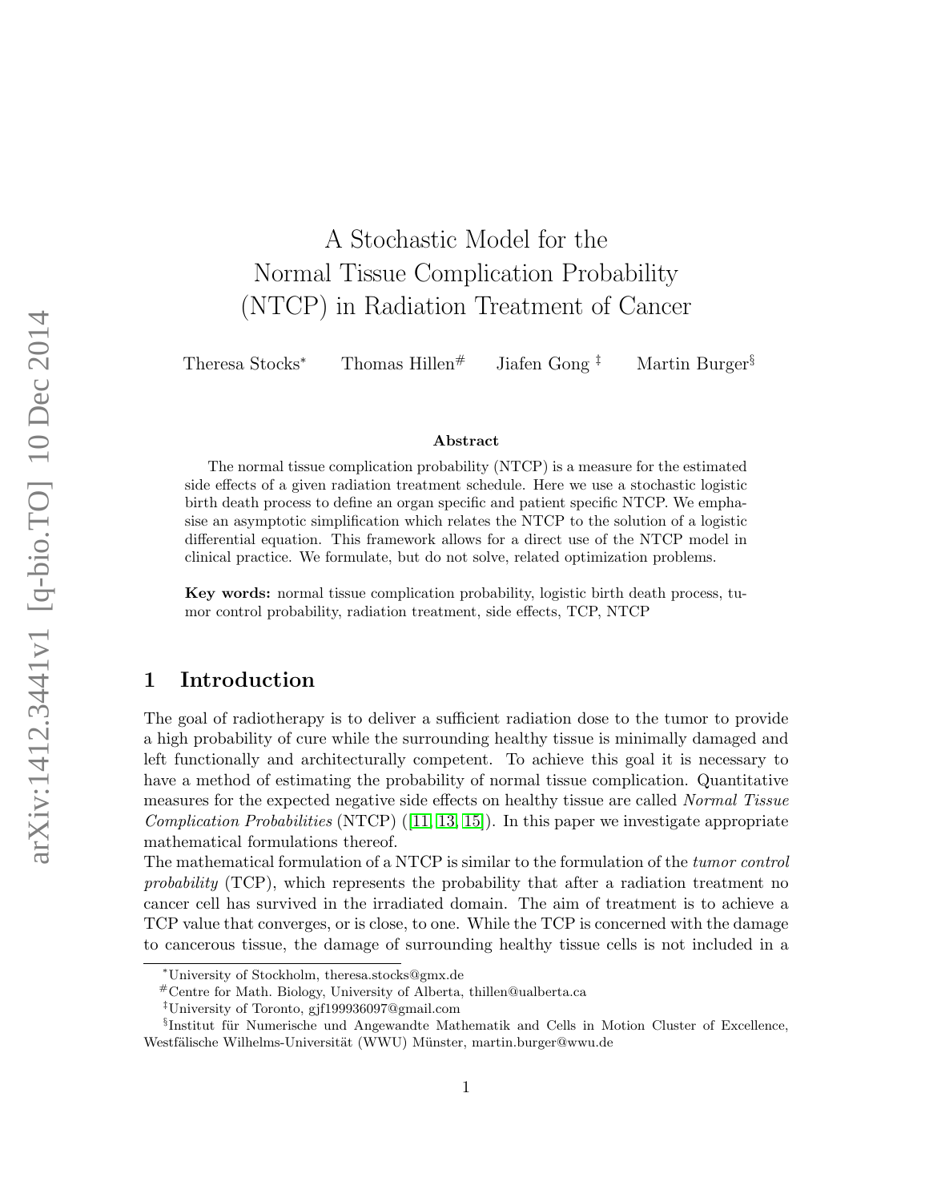# A Stochastic Model for the Normal Tissue Complication Probability (NTCP) in Radiation Treatment of Cancer

Theresa Stocks[*] Thomas Hillen[#] Jiafen Gong [‡] Martin Burger[§]

### Abstract

The normal tissue complication probability (NTCP) is a measure for the estimated side effects of a given radiation treatment schedule. Here we use a stochastic logistic birth death process to define an organ specific and patient specific NTCP. We emphasise an asymptotic simplification which relates the NTCP to the solution of a logistic differential equation. This framework allows for a direct use of the NTCP model in clinical practice. We formulate, but do not solve, related optimization problems.

**Key words:** normal tissue complication probability, logistic birth death process, tumor control probability, radiation treatment, side effects, TCP, NTCP

## 1 Introduction

The goal of radiotherapy is to deliver a sufficient radiation dose to the tumor to provide a high probability of cure while the surrounding healthy tissue is minimally damaged and left functionally and architecturally competent. To achieve this goal it is necessary to have a method of estimating the probability of normal tissue complication. Quantitative measures for the expected negative side effects on healthy tissue are called *Normal Tissue Complication Probabilities* (NTCP) ([11, 13, 15]). In this paper we investigate appropriate mathematical formulations thereof.

The mathematical formulation of a NTCP is similar to the formulation of the *tumor control probability* (TCP), which represents the probability that after a radiation treatment no cancer cell has survived in the irradiated domain. The aim of treatment is to achieve a TCP value that converges, or is close, to one. While the TCP is concerned with the damage to cancerous tissue, the damage of surrounding healthy tissue cells is not included in a

[*] University of Stockholm, theresa.stocks@gmx.de

[#] Centre for Math. Biology, University of Alberta, thillen@ualberta.ca

[‡] University of Toronto, gjf199936097@gmail.com

[§] Institut für Numerische und Angewandte Mathematik and Cells in Motion Cluster of Excellence, Westfälische Wilhelms-Universität (WWU) Münster, martin.burger@wwu.de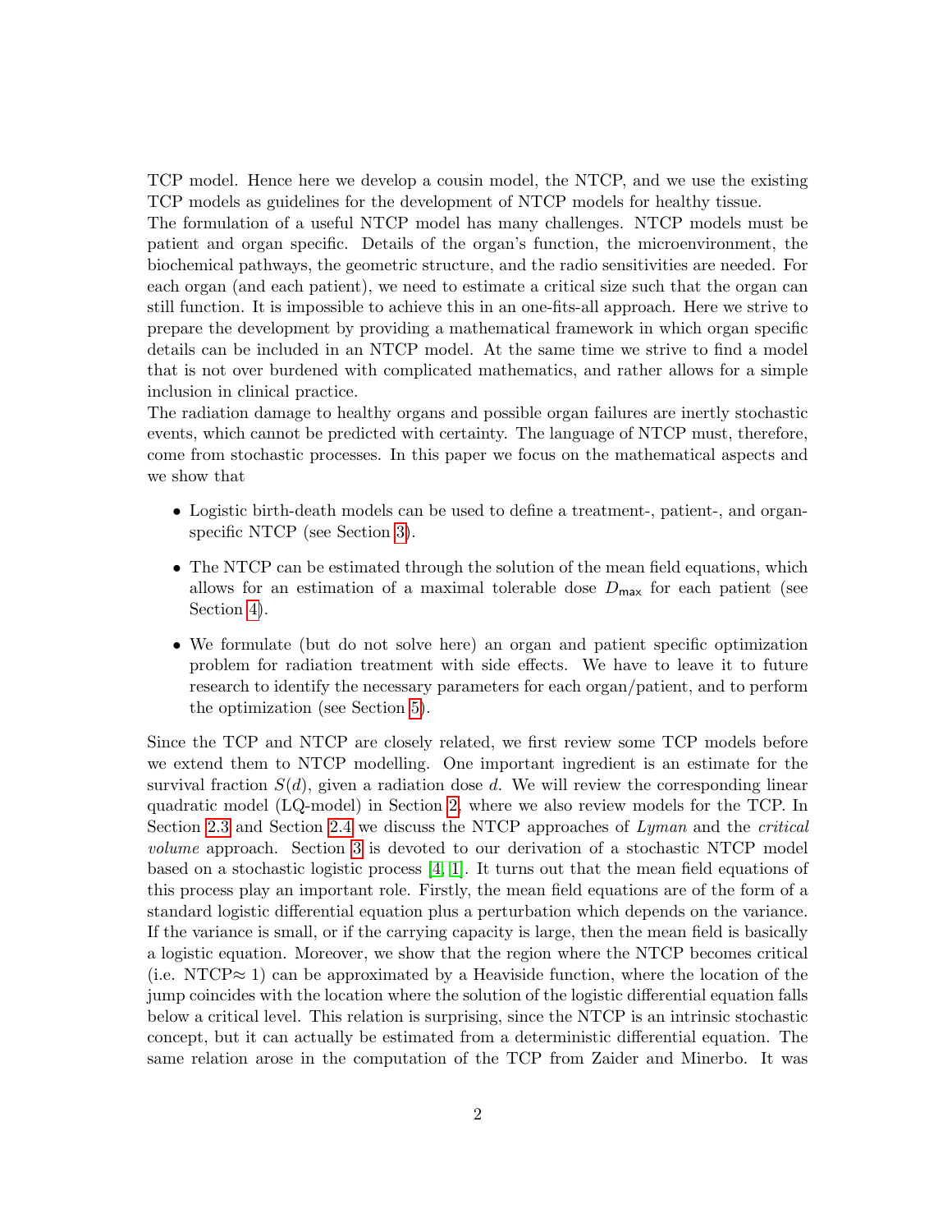TCP model. Hence here we develop a cousin model, the NTCP, and we use the existing TCP models as guidelines for the development of NTCP models for healthy tissue.

The formulation of a useful NTCP model has many challenges. NTCP models must be patient and organ specific. Details of the organ's function, the microenvironment, the biochemical pathways, the geometric structure, and the radio sensitivities are needed. For each organ (and each patient), we need to estimate a critical size such that the organ can still function. It is impossible to achieve this in an one-fits-all approach. Here we strive to prepare the development by providing a mathematical framework in which organ specific details can be included in an NTCP model. At the same time we strive to find a model that is not over burdened with complicated mathematics, and rather allows for a simple inclusion in clinical practice.

The radiation damage to healthy organs and possible organ failures are inertly stochastic events, which cannot be predicted with certainty. The language of NTCP must, therefore, come from stochastic processes. In this paper we focus on the mathematical aspects and we show that

- Logistic birth-death models can be used to define a treatment-, patient-, and organ-specific NTCP (see Section 3).
- The NTCP can be estimated through the solution of the mean field equations, which allows for an estimation of a maximal tolerable dose $D_{\max}$ for each patient (see Section 4).
- We formulate (but do not solve here) an organ and patient specific optimization problem for radiation treatment with side effects. We have to leave it to future research to identify the necessary parameters for each organ/patient, and to perform the optimization (see Section 5).

Since the TCP and NTCP are closely related, we first review some TCP models before we extend them to NTCP modelling. One important ingredient is an estimate for the survival fraction $S(d)$, given a radiation dose $d$. We will review the corresponding linear quadratic model (LQ-model) in Section 2, where we also review models for the TCP. In Section 2.3 and Section 2.4 we discuss the NTCP approaches of *Lyman* and the *critical volume* approach. Section 3 is devoted to our derivation of a stochastic NTCP model based on a stochastic logistic process [4, 1]. It turns out that the mean field equations of this process play an important role. Firstly, the mean field equations are of the form of a standard logistic differential equation plus a perturbation which depends on the variance. If the variance is small, or if the carrying capacity is large, then the mean field is basically a logistic equation. Moreover, we show that the region where the NTCP becomes critical (i.e. NTCP$\approx$ 1) can be approximated by a Heaviside function, where the location of the jump coincides with the location where the solution of the logistic differential equation falls below a critical level. This relation is surprising, since the NTCP is an intrinsic stochastic concept, but it can actually be estimated from a deterministic differential equation. The same relation arose in the computation of the TCP from Zaider and Minerbo. It was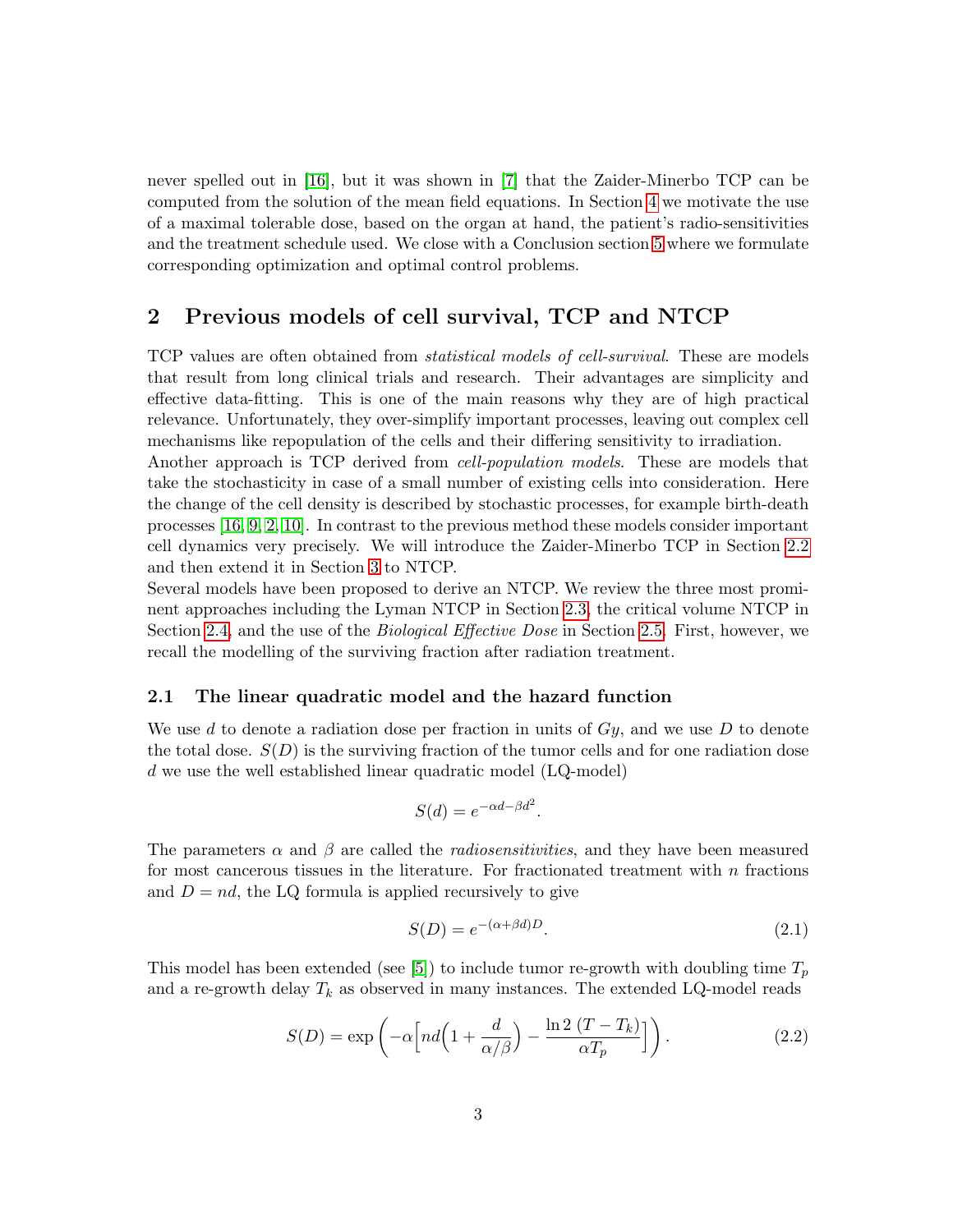never spelled out in [16], but it was shown in [7] that the Zaider-Minerbo TCP can be computed from the solution of the mean field equations. In Section 4 we motivate the use of a maximal tolerable dose, based on the organ at hand, the patient's radio-sensitivities and the treatment schedule used. We close with a Conclusion section 5 where we formulate corresponding optimization and optimal control problems.

## 2 Previous models of cell survival, TCP and NTCP

TCP values are often obtained from *statistical models of cell-survival*. These are models that result from long clinical trials and research. Their advantages are simplicity and effective data-fitting. This is one of the main reasons why they are of high practical relevance. Unfortunately, they over-simplify important processes, leaving out complex cell mechanisms like repopulation of the cells and their differing sensitivity to irradiation.
Another approach is TCP derived from *cell-population models*. These are models that take the stochasticity in case of a small number of existing cells into consideration. Here the change of the cell density is described by stochastic processes, for example birth-death processes [16, 9, 2, 10]. In contrast to the previous method these models consider important cell dynamics very precisely. We will introduce the Zaider-Minerbo TCP in Section 2.2 and then extend it in Section 3 to NTCP.
Several models have been proposed to derive an NTCP. We review the three most prominent approaches including the Lyman NTCP in Section 2.3, the critical volume NTCP in Section 2.4, and the use of the *Biological Effective Dose* in Section 2.5. First, however, we recall the modelling of the surviving fraction after radiation treatment.

### 2.1 The linear quadratic model and the hazard function

We use $d$ to denote a radiation dose per fraction in units of $Gy$, and we use $D$ to denote the total dose. $S(D)$ is the surviving fraction of the tumor cells and for one radiation dose $d$ we use the well established linear quadratic model (LQ-model)

$$S(d) = e^{-\alpha d - \beta d^2}.$$

The parameters $\alpha$ and $\beta$ are called the *radiosensitivities*, and they have been measured for most cancerous tissues in the literature. For fractionated treatment with $n$ fractions and $D = nd$, the LQ formula is applied recursively to give

$$S(D) = e^{-(\alpha+\beta d)D}. \tag{2.1}$$

This model has been extended (see [5]) to include tumor re-growth with doubling time $T_p$ and a re-growth delay $T_k$ as observed in many instances. The extended LQ-model reads

$$S(D) = \exp\left(-\alpha\Big[nd\Big(1+\frac{d}{\alpha/\beta}\Big) - \frac{\ln 2\,(T-T_k)}{\alpha T_p}\Big]\right). \tag{2.2}$$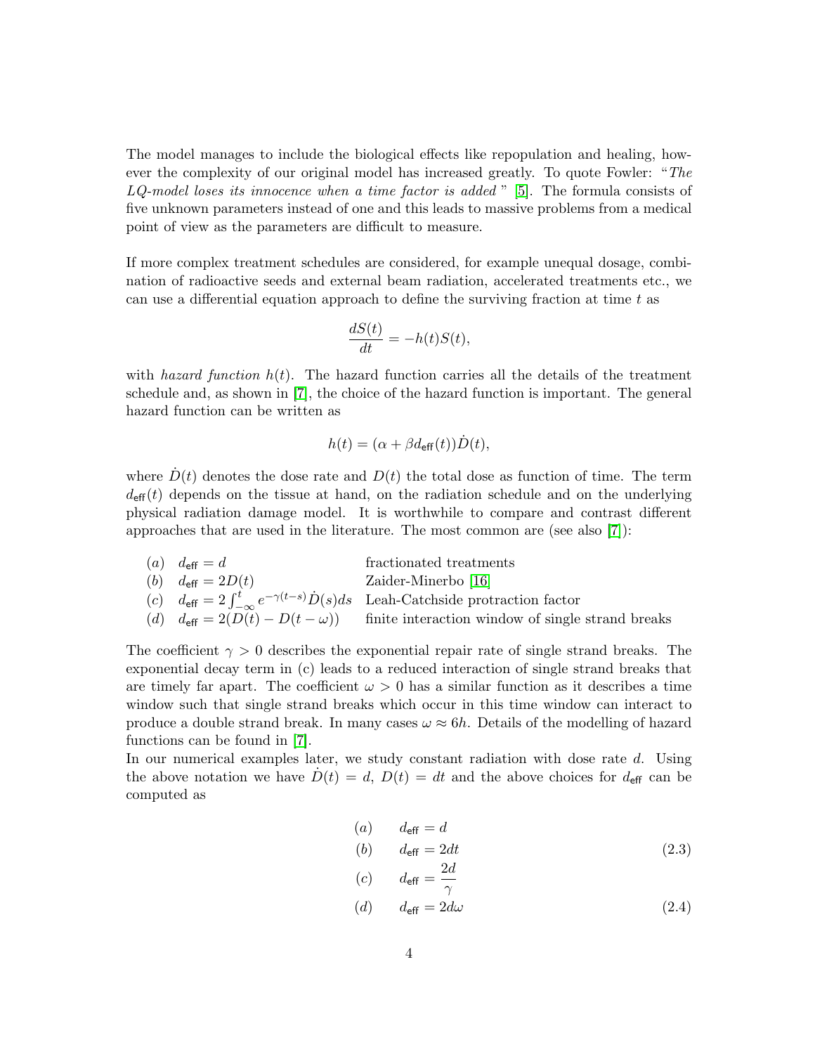The model manages to include the biological effects like repopulation and healing, however the complexity of our original model has increased greatly. To quote Fowler: "*The LQ-model loses its innocence when a time factor is added* " [5]. The formula consists of five unknown parameters instead of one and this leads to massive problems from a medical point of view as the parameters are difficult to measure.

If more complex treatment schedules are considered, for example unequal dosage, combination of radioactive seeds and external beam radiation, accelerated treatments etc., we can use a differential equation approach to define the surviving fraction at time $t$ as

$$\frac{dS(t)}{dt} = -h(t)S(t),$$

with *hazard function* $h(t)$. The hazard function carries all the details of the treatment schedule and, as shown in [7], the choice of the hazard function is important. The general hazard function can be written as

$$h(t) = (\alpha + \beta d_{\mathsf{eff}}(t))\dot{D}(t),$$

where $\dot{D}(t)$ denotes the dose rate and $D(t)$ the total dose as function of time. The term $d_{\mathsf{eff}}(t)$ depends on the tissue at hand, on the radiation schedule and on the underlying physical radiation damage model. It is worthwhile to compare and contrast different approaches that are used in the literature. The most common are (see also [7]):

| | | |
|---|---|---|
| $(a)$ | $d_{\mathsf{eff}} = d$ | fractionated treatments |
| $(b)$ | $d_{\mathsf{eff}} = 2D(t)$ | Zaider-Minerbo [16] |
| $(c)$ | $d_{\mathsf{eff}} = 2\int_{-\infty}^{t} e^{-\gamma(t-s)}\dot{D}(s)ds$ | Leah-Catchside protraction factor |
| $(d)$ | $d_{\mathsf{eff}} = 2(D(t) - D(t-\omega))$ | finite interaction window of single strand breaks |

The coefficient $\gamma > 0$ describes the exponential repair rate of single strand breaks. The exponential decay term in (c) leads to a reduced interaction of single strand breaks that are timely far apart. The coefficient $\omega > 0$ has a similar function as it describes a time window such that single strand breaks which occur in this time window can interact to produce a double strand break. In many cases $\omega \approx 6h$. Details of the modelling of hazard functions can be found in [7].

In our numerical examples later, we study constant radiation with dose rate $d$. Using the above notation we have $\dot{D}(t) = d$, $D(t) = dt$ and the above choices for $d_{\mathsf{eff}}$ can be computed as

$$
\begin{aligned}
&(a) \qquad d_{\mathsf{eff}} = d \\
&(b) \qquad d_{\mathsf{eff}} = 2dt \qquad (2.3) \\
&(c) \qquad d_{\mathsf{eff}} = \frac{2d}{\gamma} \\
&(d) \qquad d_{\mathsf{eff}} = 2d\omega \qquad (2.4)
\end{aligned}
$$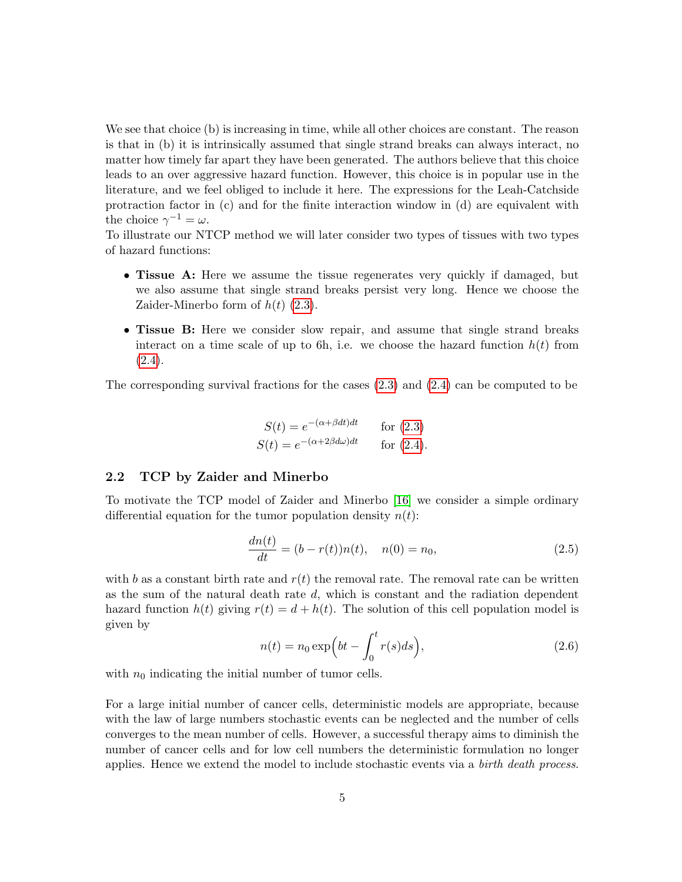We see that choice (b) is increasing in time, while all other choices are constant. The reason is that in (b) it is intrinsically assumed that single strand breaks can always interact, no matter how timely far apart they have been generated. The authors believe that this choice leads to an over aggressive hazard function. However, this choice is in popular use in the literature, and we feel obliged to include it here. The expressions for the Leah-Catchside protraction factor in (c) and for the finite interaction window in (d) are equivalent with the choice $\gamma^{-1} = \omega$.

To illustrate our NTCP method we will later consider two types of tissues with two types of hazard functions:

- **Tissue A:** Here we assume the tissue regenerates very quickly if damaged, but we also assume that single strand breaks persist very long. Hence we choose the Zaider-Minerbo form of $h(t)$ (2.3).
- **Tissue B:** Here we consider slow repair, and assume that single strand breaks interact on a time scale of up to 6h, i.e. we choose the hazard function $h(t)$ from (2.4).

The corresponding survival fractions for the cases (2.3) and (2.4) can be computed to be

$$
\begin{aligned}
S(t) &= e^{-(\alpha+\beta dt)dt} \qquad \text{for (2.3)} \\
S(t) &= e^{-(\alpha+2\beta d\omega)dt} \qquad \text{for (2.4)}.
\end{aligned}
$$

## 2.2 TCP by Zaider and Minerbo

To motivate the TCP model of Zaider and Minerbo [16] we consider a simple ordinary differential equation for the tumor population density $n(t)$:

$$
\frac{dn(t)}{dt} = (b - r(t))n(t), \quad n(0) = n_0, \tag{2.5}
$$

with $b$ as a constant birth rate and $r(t)$ the removal rate. The removal rate can be written as the sum of the natural death rate $d$, which is constant and the radiation dependent hazard function $h(t)$ giving $r(t) = d + h(t)$. The solution of this cell population model is given by

$$
n(t) = n_0 \exp\Big(bt - \int_0^t r(s)ds\Big), \tag{2.6}
$$

with $n_0$ indicating the initial number of tumor cells.

For a large initial number of cancer cells, deterministic models are appropriate, because with the law of large numbers stochastic events can be neglected and the number of cells converges to the mean number of cells. However, a successful therapy aims to diminish the number of cancer cells and for low cell numbers the deterministic formulation no longer applies. Hence we extend the model to include stochastic events via a *birth death process*.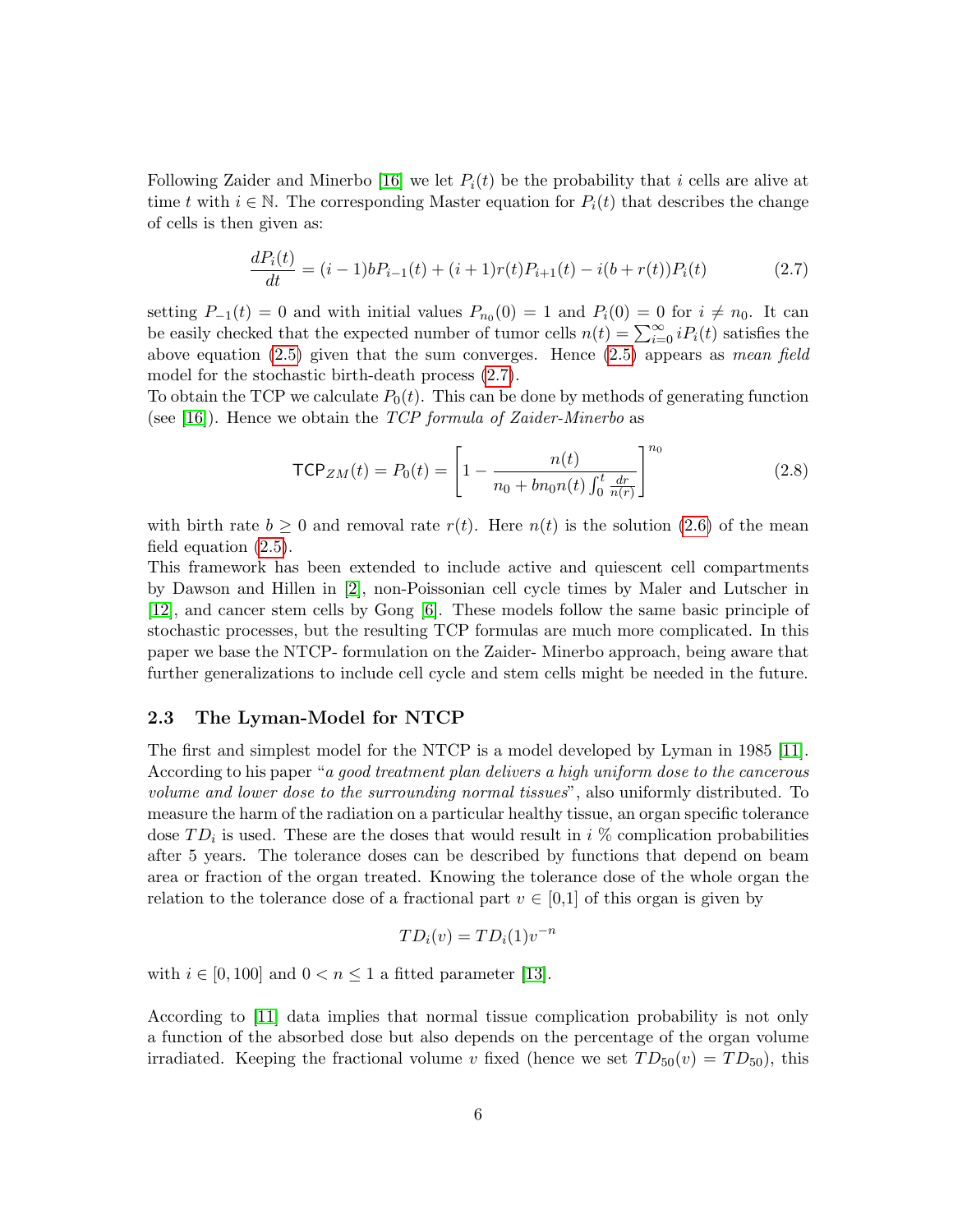Following Zaider and Minerbo [16] we let $P_i(t)$ be the probability that $i$ cells are alive at time $t$ with $i \in \mathbb{N}$. The corresponding Master equation for $P_i(t)$ that describes the change of cells is then given as:

$$\frac{dP_i(t)}{dt} = (i-1)bP_{i-1}(t) + (i+1)r(t)P_{i+1}(t) - i(b+r(t))P_i(t) \tag{2.7}$$

setting $P_{-1}(t) = 0$ and with initial values $P_{n_0}(0) = 1$ and $P_i(0) = 0$ for $i \neq n_0$. It can be easily checked that the expected number of tumor cells $n(t) = \sum_{i=0}^{\infty} iP_i(t)$ satisfies the above equation (2.5) given that the sum converges. Hence (2.5) appears as *mean field* model for the stochastic birth-death process (2.7).

To obtain the TCP we calculate $P_0(t)$. This can be done by methods of generating function (see [16]). Hence we obtain the *TCP formula of Zaider-Minerbo* as

$$\mathsf{TCP}_{ZM}(t) = P_0(t) = \left[1 - \frac{n(t)}{n_0 + bn_0 n(t)\int_0^t \frac{dr}{n(r)}}\right]^{n_0} \tag{2.8}$$

with birth rate $b \geq 0$ and removal rate $r(t)$. Here $n(t)$ is the solution (2.6) of the mean field equation (2.5).

This framework has been extended to include active and quiescent cell compartments by Dawson and Hillen in [2], non-Poissonian cell cycle times by Maler and Lutscher in [12], and cancer stem cells by Gong [6]. These models follow the same basic principle of stochastic processes, but the resulting TCP formulas are much more complicated. In this paper we base the NTCP- formulation on the Zaider- Minerbo approach, being aware that further generalizations to include cell cycle and stem cells might be needed in the future.

### 2.3 The Lyman-Model for NTCP

The first and simplest model for the NTCP is a model developed by Lyman in 1985 [11]. According to his paper "*a good treatment plan delivers a high uniform dose to the cancerous volume and lower dose to the surrounding normal tissues*", also uniformly distributed. To measure the harm of the radiation on a particular healthy tissue, an organ specific tolerance dose $TD_i$ is used. These are the doses that would result in $i$ % complication probabilities after 5 years. The tolerance doses can be described by functions that depend on beam area or fraction of the organ treated. Knowing the tolerance dose of the whole organ the relation to the tolerance dose of a fractional part $v \in [0,1]$ of this organ is given by

$$TD_i(v) = TD_i(1)v^{-n}$$

with $i \in [0, 100]$ and $0 < n \leq 1$ a fitted parameter [13].

According to [11] data implies that normal tissue complication probability is not only a function of the absorbed dose but also depends on the percentage of the organ volume irradiated. Keeping the fractional volume $v$ fixed (hence we set $TD_{50}(v) = TD_{50}$), this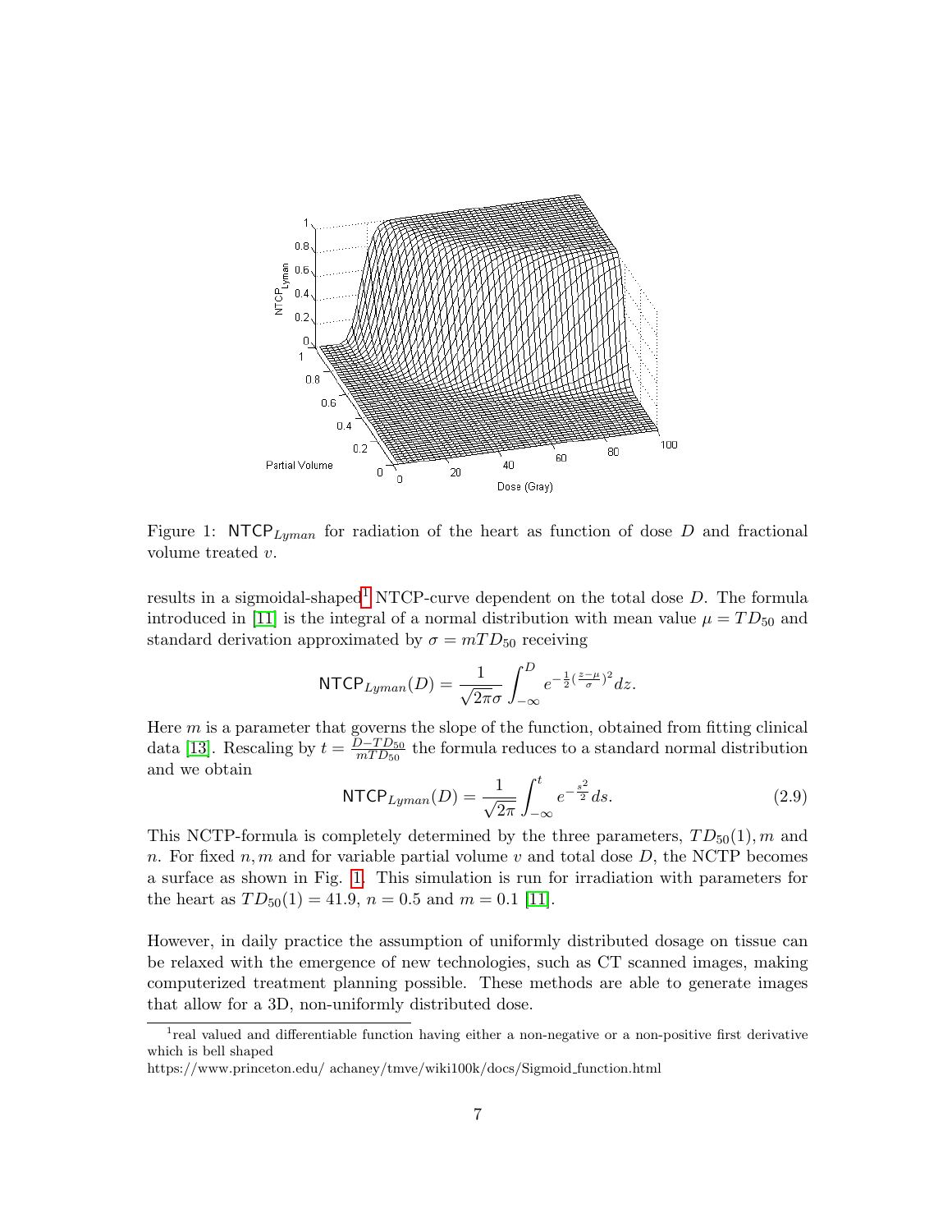Figure 1: $\mathsf{NTCP}_{Lyman}$ for radiation of the heart as function of dose $D$ and fractional volume treated $v$.

results in a sigmoidal-shaped[1] NTCP-curve dependent on the total dose $D$. The formula introduced in [11] is the integral of a normal distribution with mean value $\mu = TD_{50}$ and standard derivation approximated by $\sigma = mTD_{50}$ receiving

$$\mathsf{NTCP}_{Lyman}(D) = \frac{1}{\sqrt{2\pi}\sigma} \int_{-\infty}^{D} e^{-\frac{1}{2}(\frac{z-\mu}{\sigma})^2} dz.$$

Here $m$ is a parameter that governs the slope of the function, obtained from fitting clinical data [13]. Rescaling by $t = \frac{D - TD_{50}}{mTD_{50}}$ the formula reduces to a standard normal distribution and we obtain

$$\mathsf{NTCP}_{Lyman}(D) = \frac{1}{\sqrt{2\pi}} \int_{-\infty}^{t} e^{-\frac{s^2}{2}} ds. \tag{2.9}$$

This NCTP-formula is completely determined by the three parameters, $TD_{50}(1), m$ and $n$. For fixed $n, m$ and for variable partial volume $v$ and total dose $D$, the NCTP becomes a surface as shown in Fig. 1. This simulation is run for irradiation with parameters for the heart as $TD_{50}(1) = 41.9$, $n = 0.5$ and $m = 0.1$ [11].

However, in daily practice the assumption of uniformly distributed dosage on tissue can be relaxed with the emergence of new technologies, such as CT scanned images, making computerized treatment planning possible. These methods are able to generate images that allow for a 3D, non-uniformly distributed dose.

[1] real valued and differentiable function having either a non-negative or a non-positive first derivative which is bell shaped
https://www.princeton.edu/ achaney/tmve/wiki100k/docs/Sigmoid_function.html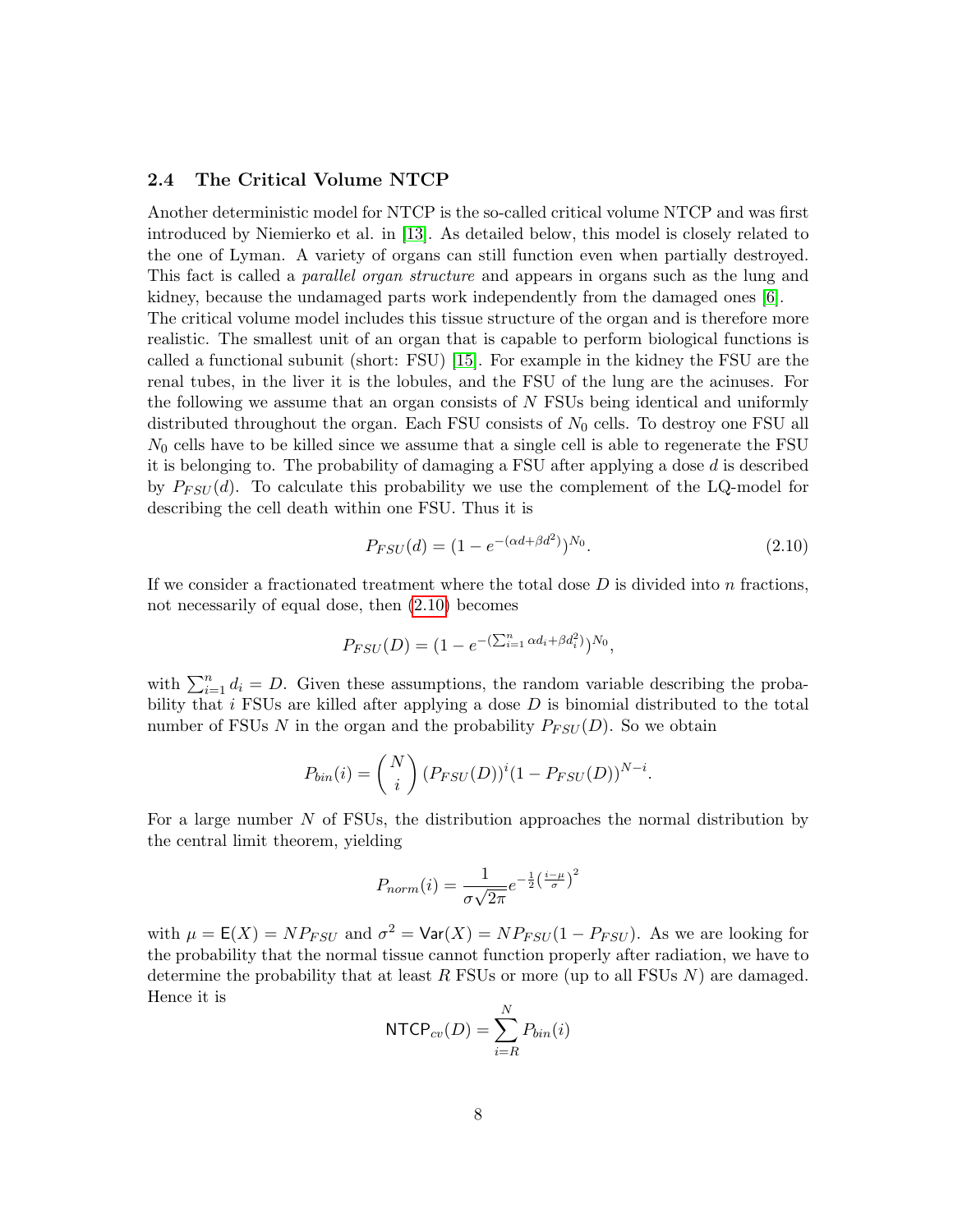### 2.4 The Critical Volume NTCP

Another deterministic model for NTCP is the so-called critical volume NTCP and was first introduced by Niemierko et al. in [13]. As detailed below, this model is closely related to the one of Lyman. A variety of organs can still function even when partially destroyed. This fact is called a *parallel organ structure* and appears in organs such as the lung and kidney, because the undamaged parts work independently from the damaged ones [6].

The critical volume model includes this tissue structure of the organ and is therefore more realistic. The smallest unit of an organ that is capable to perform biological functions is called a functional subunit (short: FSU) [15]. For example in the kidney the FSU are the renal tubes, in the liver it is the lobules, and the FSU of the lung are the acinuses. For the following we assume that an organ consists of $N$ FSUs being identical and uniformly distributed throughout the organ. Each FSU consists of $N_0$ cells. To destroy one FSU all $N_0$ cells have to be killed since we assume that a single cell is able to regenerate the FSU it is belonging to. The probability of damaging a FSU after applying a dose $d$ is described by $P_{FSU}(d)$. To calculate this probability we use the complement of the LQ-model for describing the cell death within one FSU. Thus it is

$$P_{FSU}(d) = (1 - e^{-(\alpha d + \beta d^2)})^{N_0}. \tag{2.10}$$

If we consider a fractionated treatment where the total dose $D$ is divided into $n$ fractions, not necessarily of equal dose, then (2.10) becomes

$$P_{FSU}(D) = (1 - e^{-(\sum_{i=1}^{n} \alpha d_i + \beta d_i^2)})^{N_0},$$

with $\sum_{i=1}^{n} d_i = D$. Given these assumptions, the random variable describing the probability that $i$ FSUs are killed after applying a dose $D$ is binomial distributed to the total number of FSUs $N$ in the organ and the probability $P_{FSU}(D)$. So we obtain

$$P_{bin}(i) = \binom{N}{i} (P_{FSU}(D))^i (1 - P_{FSU}(D))^{N-i}.$$

For a large number $N$ of FSUs, the distribution approaches the normal distribution by the central limit theorem, yielding

$$P_{norm}(i) = \frac{1}{\sigma\sqrt{2\pi}} e^{-\frac{1}{2}\left(\frac{i-\mu}{\sigma}\right)^2}$$

with $\mu = \mathsf{E}(X) = NP_{FSU}$ and $\sigma^2 = \mathsf{Var}(X) = NP_{FSU}(1 - P_{FSU})$. As we are looking for the probability that the normal tissue cannot function properly after radiation, we have to determine the probability that at least $R$ FSUs or more (up to all FSUs $N$) are damaged. Hence it is

$$\mathsf{NTCP}_{cv}(D) = \sum_{i=R}^{N} P_{bin}(i)$$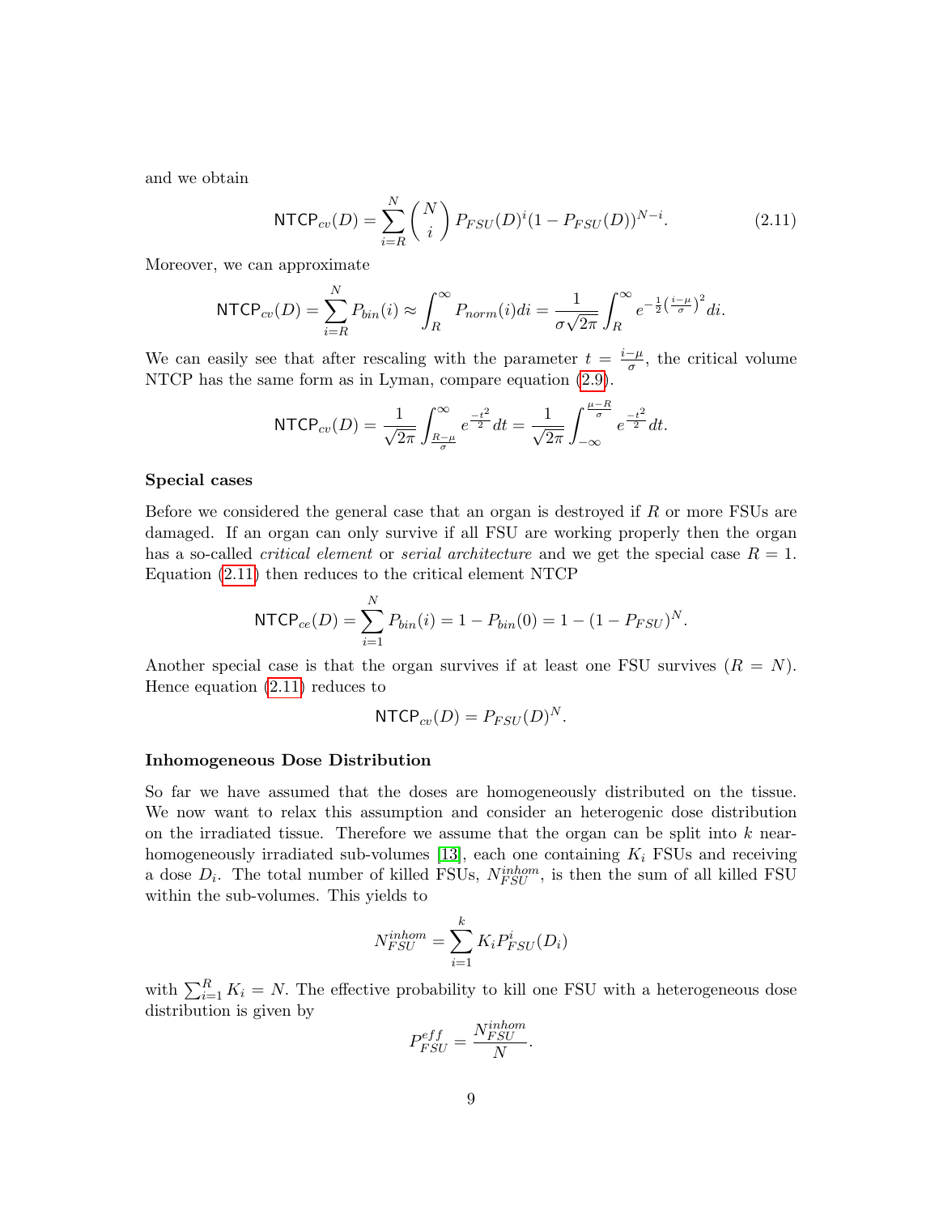and we obtain

$$\mathsf{NTCP}_{cv}(D) = \sum_{i=R}^{N} \binom{N}{i} P_{FSU}(D)^i (1 - P_{FSU}(D))^{N-i}. \tag{2.11}$$

Moreover, we can approximate

$$\mathsf{NTCP}_{cv}(D) = \sum_{i=R}^{N} P_{bin}(i) \approx \int_R^\infty P_{norm}(i) di = \frac{1}{\sigma\sqrt{2\pi}} \int_R^\infty e^{-\frac{1}{2}\left(\frac{i-\mu}{\sigma}\right)^2} di.$$

We can easily see that after rescaling with the parameter $t = \frac{i-\mu}{\sigma}$, the critical volume NTCP has the same form as in Lyman, compare equation (2.9).

$$\mathsf{NTCP}_{cv}(D) = \frac{1}{\sqrt{2\pi}} \int_{\frac{R-\mu}{\sigma}}^\infty e^{\frac{-t^2}{2}} dt = \frac{1}{\sqrt{2\pi}} \int_{-\infty}^{\frac{\mu-R}{\sigma}} e^{\frac{-t^2}{2}} dt.$$

**Special cases**

Before we considered the general case that an organ is destroyed if $R$ or more FSUs are damaged. If an organ can only survive if all FSU are working properly then the organ has a so-called *critical element* or *serial architecture* and we get the special case $R = 1$. Equation (2.11) then reduces to the critical element NTCP

$$\mathsf{NTCP}_{ce}(D) = \sum_{i=1}^{N} P_{bin}(i) = 1 - P_{bin}(0) = 1 - (1 - P_{FSU})^N.$$

Another special case is that the organ survives if at least one FSU survives ($R = N$). Hence equation (2.11) reduces to

$$\mathsf{NTCP}_{cv}(D) = P_{FSU}(D)^N.$$

**Inhomogeneous Dose Distribution**

So far we have assumed that the doses are homogeneously distributed on the tissue. We now want to relax this assumption and consider an heterogenic dose distribution on the irradiated tissue. Therefore we assume that the organ can be split into $k$ near-homogeneously irradiated sub-volumes [13], each one containing $K_i$ FSUs and receiving a dose $D_i$. The total number of killed FSUs, $N_{FSU}^{inhom}$, is then the sum of all killed FSU within the sub-volumes. This yields to

$$N_{FSU}^{inhom} = \sum_{i=1}^{k} K_i P_{FSU}^i(D_i)$$

with $\sum_{i=1}^{R} K_i = N$. The effective probability to kill one FSU with a heterogeneous dose distribution is given by

$$P_{FSU}^{eff} = \frac{N_{FSU}^{inhom}}{N}.$$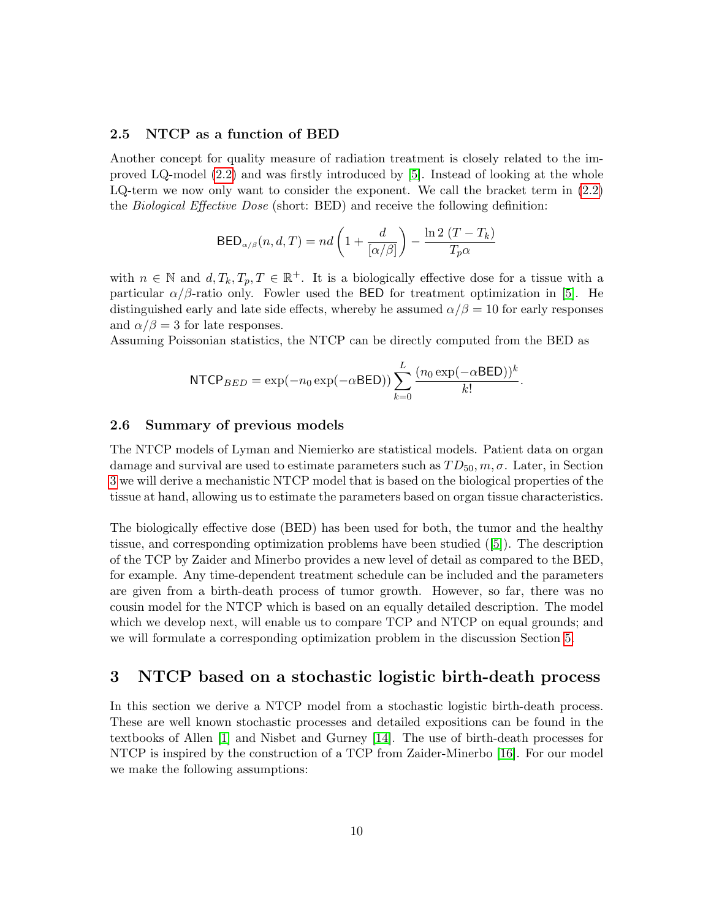### 2.5 NTCP as a function of BED

Another concept for quality measure of radiation treatment is closely related to the improved LQ-model (2.2) and was firstly introduced by [5]. Instead of looking at the whole LQ-term we now only want to consider the exponent. We call the bracket term in (2.2) the *Biological Effective Dose* (short: BED) and receive the following definition:

$$\mathsf{BED}_{\alpha/\beta}(n,d,T) = nd\left(1 + \frac{d}{[\alpha/\beta]}\right) - \frac{\ln 2\,(T - T_k)}{T_p \alpha}$$

with $n \in \mathbb{N}$ and $d, T_k, T_p, T \in \mathbb{R}^+$. It is a biologically effective dose for a tissue with a particular $\alpha/\beta$-ratio only. Fowler used the BED for treatment optimization in [5]. He distinguished early and late side effects, whereby he assumed $\alpha/\beta = 10$ for early responses and $\alpha/\beta = 3$ for late responses.
Assuming Poissonian statistics, the NTCP can be directly computed from the BED as

$$\mathsf{NTCP}_{BED} = \exp(-n_0 \exp(-\alpha \mathsf{BED})) \sum_{k=0}^{L} \frac{(n_0 \exp(-\alpha \mathsf{BED}))^k}{k!}.$$

### 2.6 Summary of previous models

The NTCP models of Lyman and Niemierko are statistical models. Patient data on organ damage and survival are used to estimate parameters such as $TD_{50}, m, \sigma$. Later, in Section 3 we will derive a mechanistic NTCP model that is based on the biological properties of the tissue at hand, allowing us to estimate the parameters based on organ tissue characteristics.

The biologically effective dose (BED) has been used for both, the tumor and the healthy tissue, and corresponding optimization problems have been studied ([5]). The description of the TCP by Zaider and Minerbo provides a new level of detail as compared to the BED, for example. Any time-dependent treatment schedule can be included and the parameters are given from a birth-death process of tumor growth. However, so far, there was no cousin model for the NTCP which is based on an equally detailed description. The model which we develop next, will enable us to compare TCP and NTCP on equal grounds; and we will formulate a corresponding optimization problem in the discussion Section 5.

## 3 NTCP based on a stochastic logistic birth-death process

In this section we derive a NTCP model from a stochastic logistic birth-death process. These are well known stochastic processes and detailed expositions can be found in the textbooks of Allen [1] and Nisbet and Gurney [14]. The use of birth-death processes for NTCP is inspired by the construction of a TCP from Zaider-Minerbo [16]. For our model we make the following assumptions: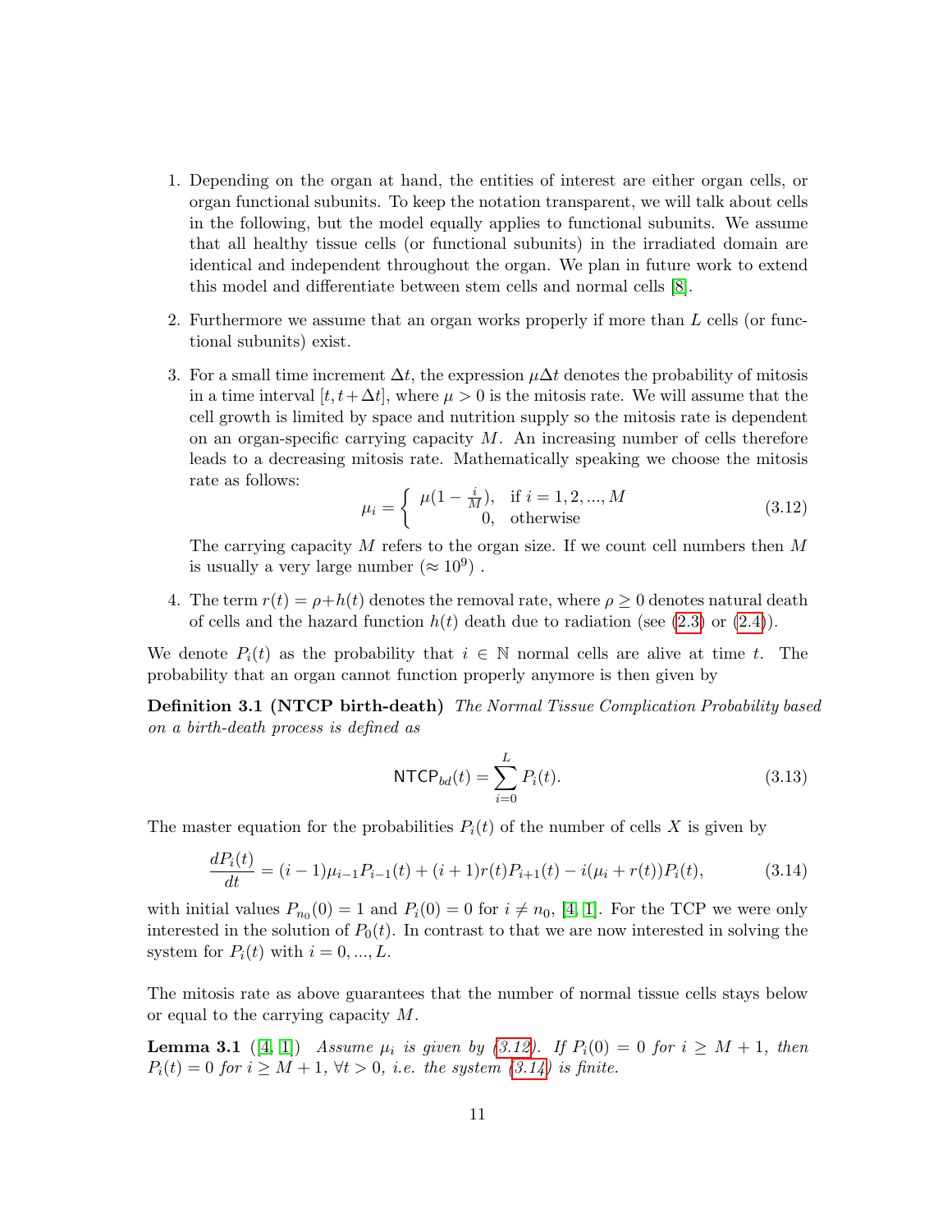1. Depending on the organ at hand, the entities of interest are either organ cells, or organ functional subunits. To keep the notation transparent, we will talk about cells in the following, but the model equally applies to functional subunits. We assume that all healthy tissue cells (or functional subunits) in the irradiated domain are identical and independent throughout the organ. We plan in future work to extend this model and differentiate between stem cells and normal cells [8].

2. Furthermore we assume that an organ works properly if more than $L$ cells (or functional subunits) exist.

3. For a small time increment $\Delta t$, the expression $\mu \Delta t$ denotes the probability of mitosis in a time interval $[t, t+\Delta t]$, where $\mu > 0$ is the mitosis rate. We will assume that the cell growth is limited by space and nutrition supply so the mitosis rate is dependent on an organ-specific carrying capacity $M$. An increasing number of cells therefore leads to a decreasing mitosis rate. Mathematically speaking we choose the mitosis rate as follows:
$$\mu_i = \begin{cases} \mu(1 - \frac{i}{M}), & \text{if } i = 1, 2, ..., M \\ 0, & \text{otherwise} \end{cases} \tag{3.12}$$
The carrying capacity $M$ refers to the organ size. If we count cell numbers then $M$ is usually a very large number ($\approx 10^9$) .

4. The term $r(t) = \rho + h(t)$ denotes the removal rate, where $\rho \geq 0$ denotes natural death of cells and the hazard function $h(t)$ death due to radiation (see (2.3) or (2.4)).

We denote $P_i(t)$ as the probability that $i \in \mathbb{N}$ normal cells are alive at time $t$. The probability that an organ cannot function properly anymore is then given by

**Definition 3.1 (NTCP birth-death)** *The Normal Tissue Complication Probability based on a birth-death process is defined as*

$$\mathsf{NTCP}_{bd}(t) = \sum_{i=0}^{L} P_i(t). \tag{3.13}$$

The master equation for the probabilities $P_i(t)$ of the number of cells $X$ is given by

$$\frac{dP_i(t)}{dt} = (i-1)\mu_{i-1}P_{i-1}(t) + (i+1)r(t)P_{i+1}(t) - i(\mu_i + r(t))P_i(t), \tag{3.14}$$

with initial values $P_{n_0}(0) = 1$ and $P_i(0) = 0$ for $i \neq n_0$, [4, 1]. For the TCP we were only interested in the solution of $P_0(t)$. In contrast to that we are now interested in solving the system for $P_i(t)$ with $i = 0, ..., L$.

The mitosis rate as above guarantees that the number of normal tissue cells stays below or equal to the carrying capacity $M$.

**Lemma 3.1** ([4, 1]) *Assume $\mu_i$ is given by (3.12). If $P_i(0) = 0$ for $i \geq M+1$, then $P_i(t) = 0$ for $i \geq M+1$, $\forall t > 0$, i.e. the system (3.14) is finite.*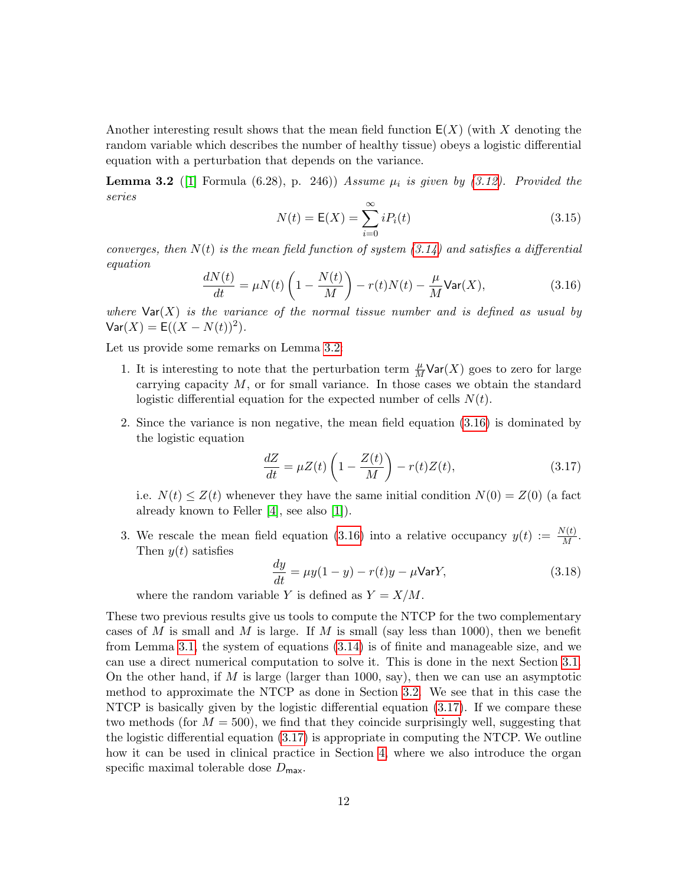Another interesting result shows that the mean field function $\mathsf{E}(X)$ (with $X$ denoting the random variable which describes the number of healthy tissue) obeys a logistic differential equation with a perturbation that depends on the variance.

**Lemma 3.2** ([1] Formula (6.28), p. 246)) *Assume $\mu_i$ is given by (3.12). Provided the series*

$$N(t) = \mathsf{E}(X) = \sum_{i=0}^{\infty} i P_i(t) \tag{3.15}$$

*converges, then $N(t)$ is the mean field function of system (3.14) and satisfies a differential equation*

$$\frac{dN(t)}{dt} = \mu N(t)\left(1 - \frac{N(t)}{M}\right) - r(t)N(t) - \frac{\mu}{M}\mathsf{Var}(X), \tag{3.16}$$

*where $\mathsf{Var}(X)$ is the variance of the normal tissue number and is defined as usual by $\mathsf{Var}(X) = \mathsf{E}((X - N(t))^2)$.*

Let us provide some remarks on Lemma 3.2:

1. It is interesting to note that the perturbation term $\frac{\mu}{M}\mathsf{Var}(X)$ goes to zero for large carrying capacity $M$, or for small variance. In those cases we obtain the standard logistic differential equation for the expected number of cells $N(t)$.

2. Since the variance is non negative, the mean field equation (3.16) is dominated by the logistic equation

$$\frac{dZ}{dt} = \mu Z(t)\left(1 - \frac{Z(t)}{M}\right) - r(t)Z(t), \tag{3.17}$$

   i.e. $N(t) \leq Z(t)$ whenever they have the same initial condition $N(0) = Z(0)$ (a fact already known to Feller [4], see also [1]).

3. We rescale the mean field equation (3.16) into a relative occupancy $y(t) := \frac{N(t)}{M}$. Then $y(t)$ satisfies

$$\frac{dy}{dt} = \mu y(1 - y) - r(t)y - \mu \mathsf{Var} Y, \tag{3.18}$$

   where the random variable $Y$ is defined as $Y = X/M$.

These two previous results give us tools to compute the NTCP for the two complementary cases of $M$ is small and $M$ is large. If $M$ is small (say less than 1000), then we benefit from Lemma 3.1, the system of equations (3.14) is of finite and manageable size, and we can use a direct numerical computation to solve it. This is done in the next Section 3.1. On the other hand, if $M$ is large (larger than 1000, say), then we can use an asymptotic method to approximate the NTCP as done in Section 3.2. We see that in this case the NTCP is basically given by the logistic differential equation (3.17). If we compare these two methods (for $M = 500$), we find that they coincide surprisingly well, suggesting that the logistic differential equation (3.17) is appropriate in computing the NTCP. We outline how it can be used in clinical practice in Section 4, where we also introduce the organ specific maximal tolerable dose $D_{\mathsf{max}}$.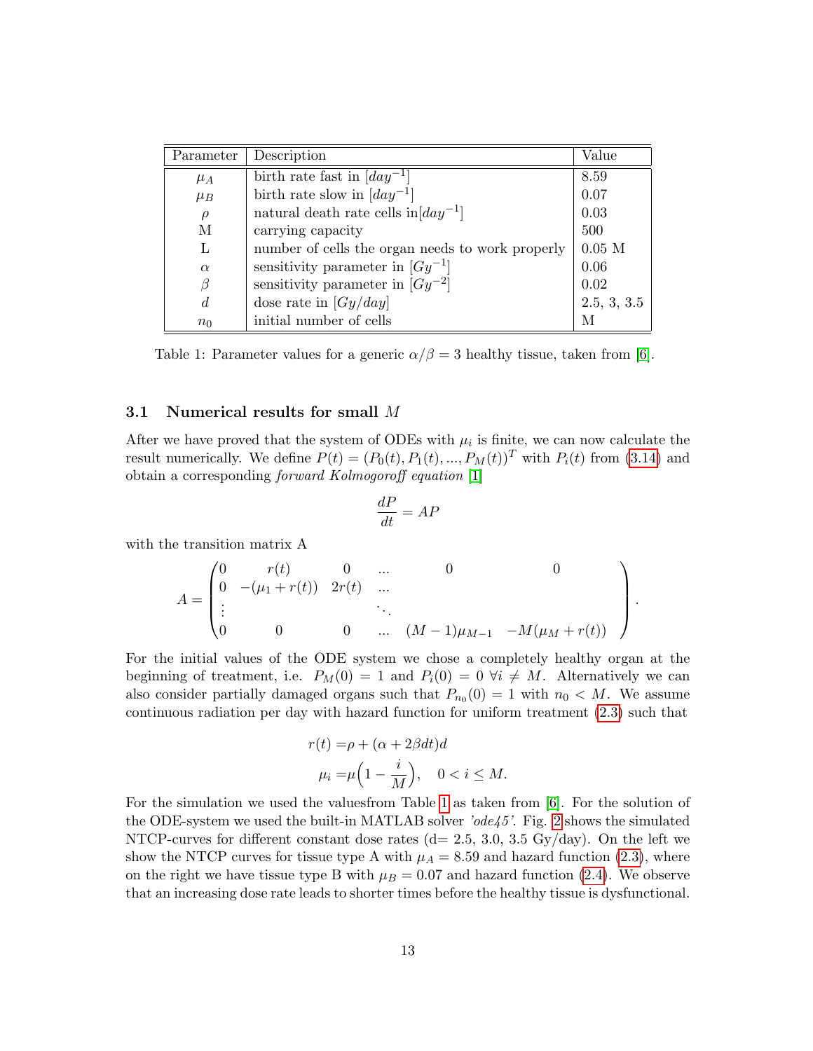| Parameter | Description | Value |
|---|---|---|
| $\mu_A$ | birth rate fast in $[day^{-1}]$ | 8.59 |
| $\mu_B$ | birth rate slow in $[day^{-1}]$ | 0.07 |
| $\rho$ | natural death rate cells in$[day^{-1}]$ | 0.03 |
| M | carrying capacity | 500 |
| L | number of cells the organ needs to work properly | 0.05 M |
| $\alpha$ | sensitivity parameter in $[Gy^{-1}]$ | 0.06 |
| $\beta$ | sensitivity parameter in $[Gy^{-2}]$ | 0.02 |
| $d$ | dose rate in $[Gy/day]$ | 2.5, 3, 3.5 |
| $n_0$ | initial number of cells | M |

Table 1: Parameter values for a generic $\alpha/\beta = 3$ healthy tissue, taken from [6].

### 3.1 Numerical results for small $M$

After we have proved that the system of ODEs with $\mu_i$ is finite, we can now calculate the result numerically. We define $P(t) = (P_0(t), P_1(t), ..., P_M(t))^T$ with $P_i(t)$ from (3.14) and obtain a corresponding *forward Kolmogoroff equation* [1]

$$\frac{dP}{dt} = AP$$

with the transition matrix A

$$A = \begin{pmatrix} 0 & r(t) & 0 & ... & 0 & 0 \\ 0 & -(\mu_1 + r(t)) & 2r(t) & ... & & \\ \vdots & & & \ddots & & \\ 0 & 0 & 0 & ... & (M-1)\mu_{M-1} & -M(\mu_M + r(t)) \end{pmatrix}.$$

For the initial values of the ODE system we chose a completely healthy organ at the beginning of treatment, i.e. $P_M(0) = 1$ and $P_i(0) = 0 \ \forall i \neq M$. Alternatively we can also consider partially damaged organs such that $P_{n_0}(0) = 1$ with $n_0 < M$. We assume continuous radiation per day with hazard function for uniform treatment (2.3) such that

$$\begin{aligned} r(t) =& \rho + (\alpha + 2\beta dt)d \\ \mu_i =& \mu\Big(1 - \frac{i}{M}\Big), \quad 0 < i \leq M. \end{aligned}$$

For the simulation we used the valuesfrom Table 1 as taken from [6]. For the solution of the ODE-system we used the built-in MATLAB solver *'ode45'*. Fig. 2 shows the simulated NTCP-curves for different constant dose rates (d= 2.5, 3.0, 3.5 Gy/day). On the left we show the NTCP curves for tissue type A with $\mu_A = 8.59$ and hazard function (2.3), where on the right we have tissue type B with $\mu_B = 0.07$ and hazard function (2.4). We observe that an increasing dose rate leads to shorter times before the healthy tissue is dysfunctional.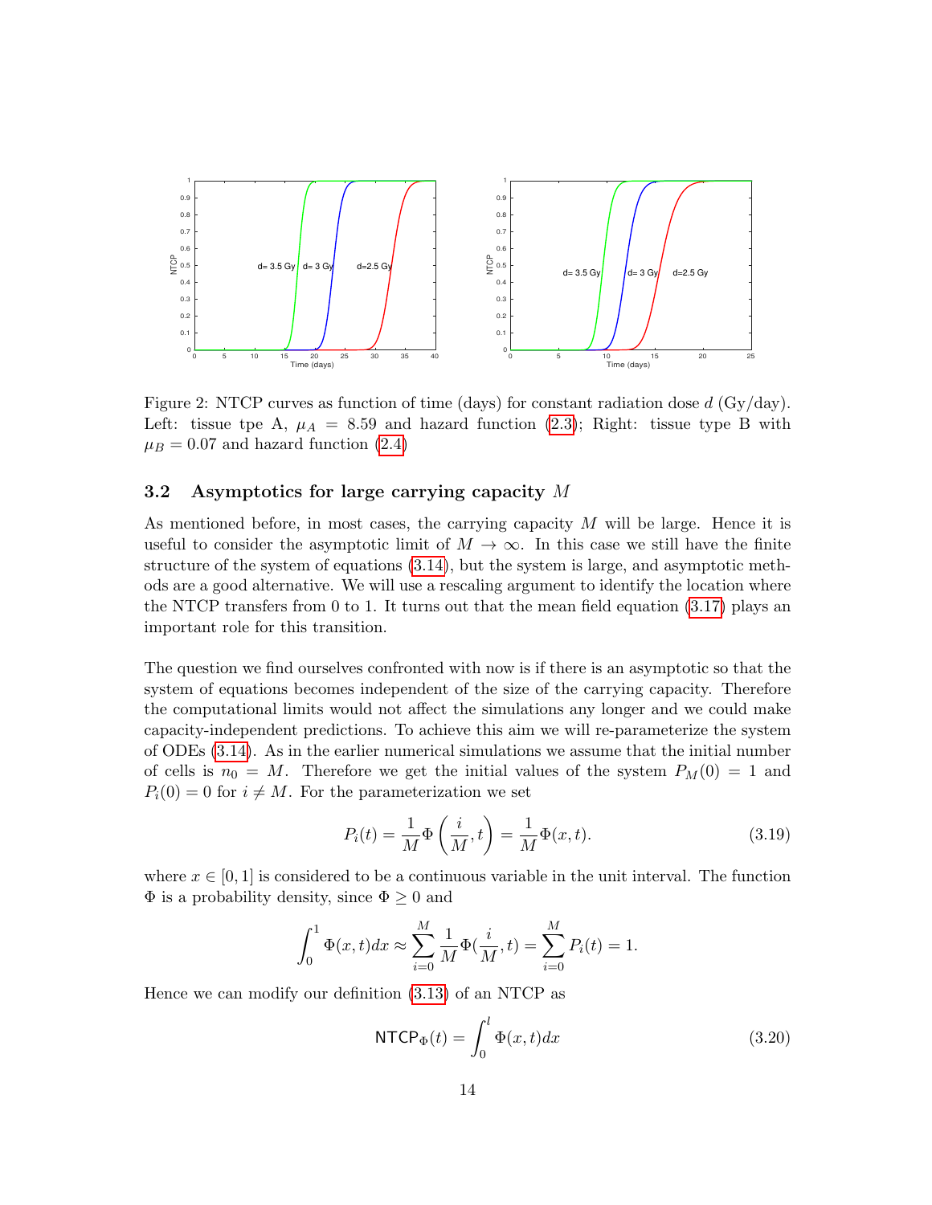Figure 2: NTCP curves as function of time (days) for constant radiation dose $d$ (Gy/day). Left: tissue tpe A, $\mu_A = 8.59$ and hazard function (2.3); Right: tissue type B with $\mu_B = 0.07$ and hazard function (2.4)

### 3.2 Asymptotics for large carrying capacity $M$

As mentioned before, in most cases, the carrying capacity $M$ will be large. Hence it is useful to consider the asymptotic limit of $M \to \infty$. In this case we still have the finite structure of the system of equations (3.14), but the system is large, and asymptotic methods are a good alternative. We will use a rescaling argument to identify the location where the NTCP transfers from 0 to 1. It turns out that the mean field equation (3.17) plays an important role for this transition.

The question we find ourselves confronted with now is if there is an asymptotic so that the system of equations becomes independent of the size of the carrying capacity. Therefore the computational limits would not affect the simulations any longer and we could make capacity-independent predictions. To achieve this aim we will re-parameterize the system of ODEs (3.14). As in the earlier numerical simulations we assume that the initial number of cells is $n_0 = M$. Therefore we get the initial values of the system $P_M(0) = 1$ and $P_i(0) = 0$ for $i \neq M$. For the parameterization we set

$$P_i(t) = \frac{1}{M}\Phi\left(\frac{i}{M}, t\right) = \frac{1}{M}\Phi(x,t). \tag{3.19}$$

where $x \in [0,1]$ is considered to be a continuous variable in the unit interval. The function $\Phi$ is a probability density, since $\Phi \geq 0$ and

$$\int_0^1 \Phi(x,t)dx \approx \sum_{i=0}^{M} \frac{1}{M}\Phi(\frac{i}{M}, t) = \sum_{i=0}^{M} P_i(t) = 1.$$

Hence we can modify our definition (3.13) of an NTCP as

$$\mathsf{NTCP}_\Phi(t) = \int_0^l \Phi(x,t)dx \tag{3.20}$$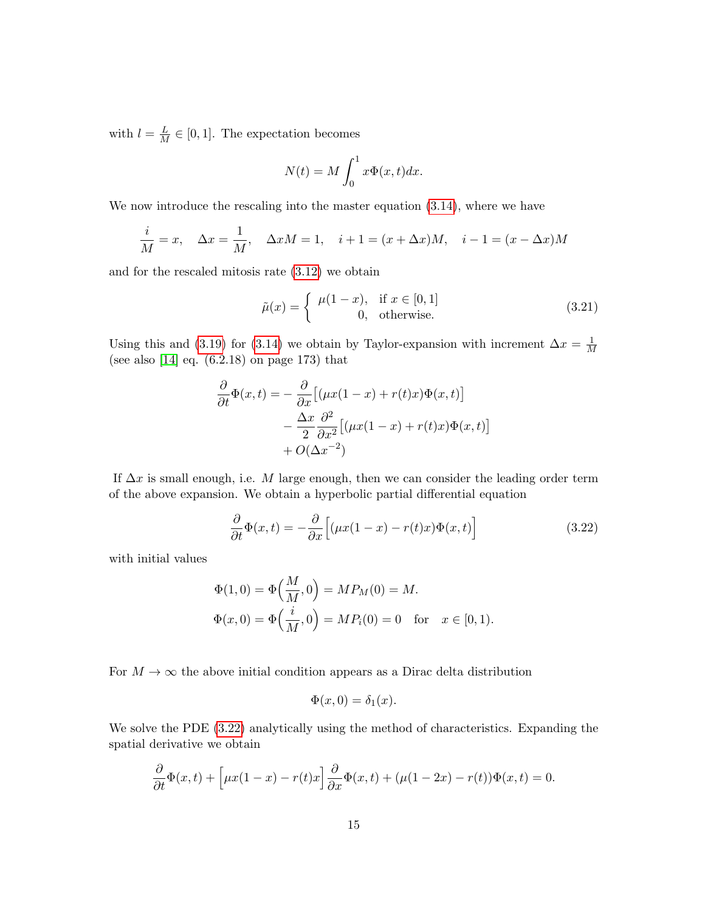with $l = \frac{L}{M} \in [0, 1]$. The expectation becomes

$$N(t) = M \int_0^1 x\Phi(x,t)dx.$$

We now introduce the rescaling into the master equation (3.14), where we have

$$\frac{i}{M} = x, \quad \Delta x = \frac{1}{M}, \quad \Delta x M = 1, \quad i+1 = (x+\Delta x)M, \quad i-1 = (x-\Delta x)M$$

and for the rescaled mitosis rate (3.12) we obtain

$$\tilde{\mu}(x) = \begin{cases} \mu(1-x), & \text{if } x \in [0,1] \\ 0, & \text{otherwise.} \end{cases} \tag{3.21}$$

Using this and (3.19) for (3.14) we obtain by Taylor-expansion with increment $\Delta x = \frac{1}{M}$ (see also [14] eq. (6.2.18) on page 173) that

$$\begin{aligned}
\frac{\partial}{\partial t}\Phi(x,t) = &-\frac{\partial}{\partial x}\big[(\mu x(1-x) + r(t)x)\Phi(x,t)\big] \\
&-\frac{\Delta x}{2}\frac{\partial^2}{\partial x^2}\big[(\mu x(1-x) + r(t)x)\Phi(x,t)\big] \\
&+ O(\Delta x^{-2})
\end{aligned}$$

If $\Delta x$ is small enough, i.e. $M$ large enough, then we can consider the leading order term of the above expansion. We obtain a hyperbolic partial differential equation

$$\frac{\partial}{\partial t}\Phi(x,t) = -\frac{\partial}{\partial x}\Big[(\mu x(1-x) - r(t)x)\Phi(x,t)\Big] \tag{3.22}$$

with initial values

$$\begin{aligned}
&\Phi(1,0) = \Phi\Big(\frac{M}{M},0\Big) = MP_M(0) = M. \\
&\Phi(x,0) = \Phi\Big(\frac{i}{M},0\Big) = MP_i(0) = 0 \quad \text{for} \quad x \in [0,1).
\end{aligned}$$

For $M \to \infty$ the above initial condition appears as a Dirac delta distribution

$$\Phi(x,0) = \delta_1(x).$$

We solve the PDE (3.22) analytically using the method of characteristics. Expanding the spatial derivative we obtain

$$\frac{\partial}{\partial t}\Phi(x,t) + \Big[\mu x(1-x) - r(t)x\Big]\frac{\partial}{\partial x}\Phi(x,t) + (\mu(1-2x) - r(t))\Phi(x,t) = 0.$$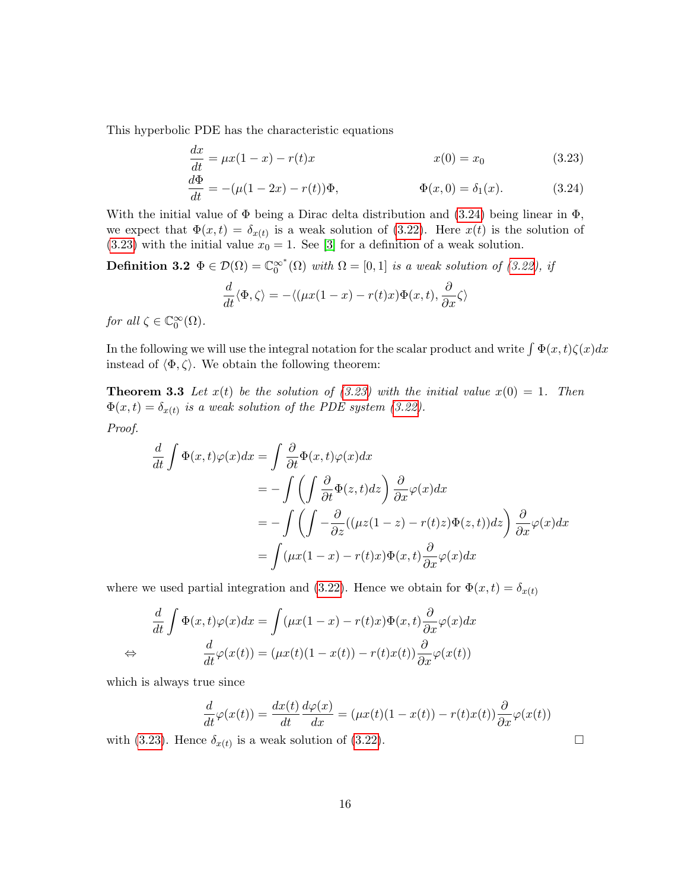This hyperbolic PDE has the characteristic equations

$$\frac{dx}{dt} = \mu x(1-x) - r(t)x \qquad\qquad x(0) = x_0 \tag{3.23}$$

$$\frac{d\Phi}{dt} = -(\mu(1-2x) - r(t))\Phi, \qquad\qquad \Phi(x,0) = \delta_1(x). \tag{3.24}$$

With the initial value of $\Phi$ being a Dirac delta distribution and (3.24) being linear in $\Phi$, we expect that $\Phi(x,t) = \delta_{x(t)}$ is a weak solution of (3.22). Here $x(t)$ is the solution of (3.23) with the initial value $x_0 = 1$. See [3] for a definition of a weak solution.

**Definition 3.2** *$\Phi \in \mathcal{D}(\Omega) = \mathbb{C}_0^{\infty^*}(\Omega)$ with $\Omega = [0,1]$ is a weak solution of (3.22), if*

$$\frac{d}{dt}\langle \Phi, \zeta \rangle = -\langle (\mu x(1-x) - r(t)x)\Phi(x,t), \frac{\partial}{\partial x}\zeta \rangle$$

*for all $\zeta \in \mathbb{C}_0^\infty(\Omega)$.*

In the following we will use the integral notation for the scalar product and write $\int \Phi(x,t)\zeta(x)dx$ instead of $\langle \Phi, \zeta \rangle$. We obtain the following theorem:

**Theorem 3.3** *Let $x(t)$ be the solution of (3.23) with the initial value $x(0) = 1$. Then $\Phi(x,t) = \delta_{x(t)}$ is a weak solution of the PDE system (3.22).*

*Proof.*

$$\begin{aligned}
\frac{d}{dt}\int \Phi(x,t)\varphi(x)dx &= \int \frac{\partial}{\partial t}\Phi(x,t)\varphi(x)dx \\
&= -\int \left( \int \frac{\partial}{\partial t}\Phi(z,t)dz \right) \frac{\partial}{\partial x}\varphi(x)dx \\
&= -\int \left( \int -\frac{\partial}{\partial z}((\mu z(1-z) - r(t)z)\Phi(z,t))dz \right) \frac{\partial}{\partial x}\varphi(x)dx \\
&= \int (\mu x(1-x) - r(t)x)\Phi(x,t)\frac{\partial}{\partial x}\varphi(x)dx
\end{aligned}$$

where we used partial integration and (3.22). Hence we obtain for $\Phi(x,t) = \delta_{x(t)}$

$$\begin{aligned}
& \frac{d}{dt}\int \Phi(x,t)\varphi(x)dx = \int (\mu x(1-x) - r(t)x)\Phi(x,t)\frac{\partial}{\partial x}\varphi(x)dx \\
\Leftrightarrow \qquad & \frac{d}{dt}\varphi(x(t)) = (\mu x(t)(1-x(t)) - r(t)x(t))\frac{\partial}{\partial x}\varphi(x(t))
\end{aligned}$$

which is always true since

$$\frac{d}{dt}\varphi(x(t)) = \frac{dx(t)}{dt}\frac{d\varphi(x)}{dx} = (\mu x(t)(1-x(t)) - r(t)x(t))\frac{\partial}{\partial x}\varphi(x(t))$$

with (3.23). Hence $\delta_{x(t)}$ is a weak solution of (3.22). $\square$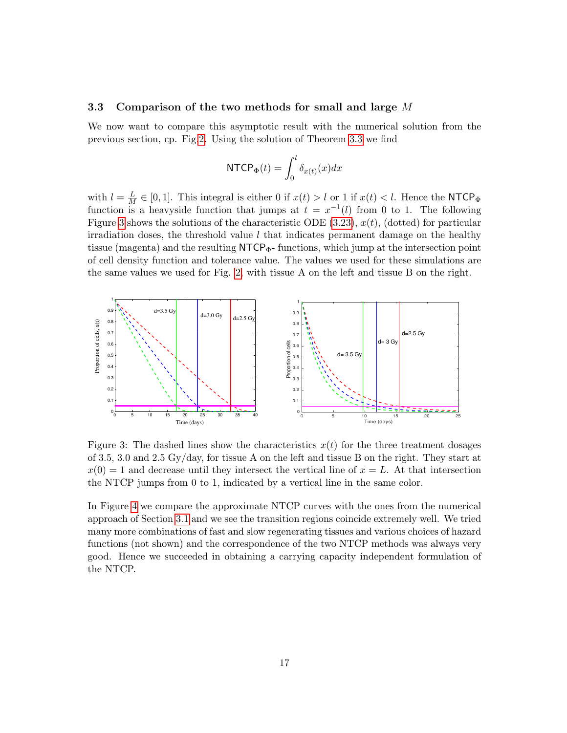### 3.3 Comparison of the two methods for small and large $M$

We now want to compare this asymptotic result with the numerical solution from the previous section, cp. Fig.2. Using the solution of Theorem 3.3 we find

$$\mathsf{NTCP}_\Phi(t) = \int_0^l \delta_{x(t)}(x)dx$$

with $l = \frac{L}{M} \in [0,1]$. This integral is either 0 if $x(t) > l$ or 1 if $x(t) < l$. Hence the $\mathsf{NTCP}_\Phi$ function is a heavyside function that jumps at $t = x^{-1}(l)$ from 0 to 1. The following Figure 3 shows the solutions of the characteristic ODE (3.23), $x(t)$, (dotted) for particular irradiation doses, the threshold value $l$ that indicates permanent damage on the healthy tissue (magenta) and the resulting $\mathsf{NTCP}_\Phi$- functions, which jump at the intersection point of cell density function and tolerance value. The values we used for these simulations are the same values we used for Fig. 2, with tissue A on the left and tissue B on the right.

Figure 3: The dashed lines show the characteristics $x(t)$ for the three treatment dosages of 3.5, 3.0 and 2.5 Gy/day, for tissue A on the left and tissue B on the right. They start at $x(0) = 1$ and decrease until they intersect the vertical line of $x = L$. At that intersection the NTCP jumps from 0 to 1, indicated by a vertical line in the same color.

In Figure 4 we compare the approximate NTCP curves with the ones from the numerical approach of Section 3.1 and we see the transition regions coincide extremely well. We tried many more combinations of fast and slow regenerating tissues and various choices of hazard functions (not shown) and the correspondence of the two NTCP methods was always very good. Hence we succeeded in obtaining a carrying capacity independent formulation of the NTCP.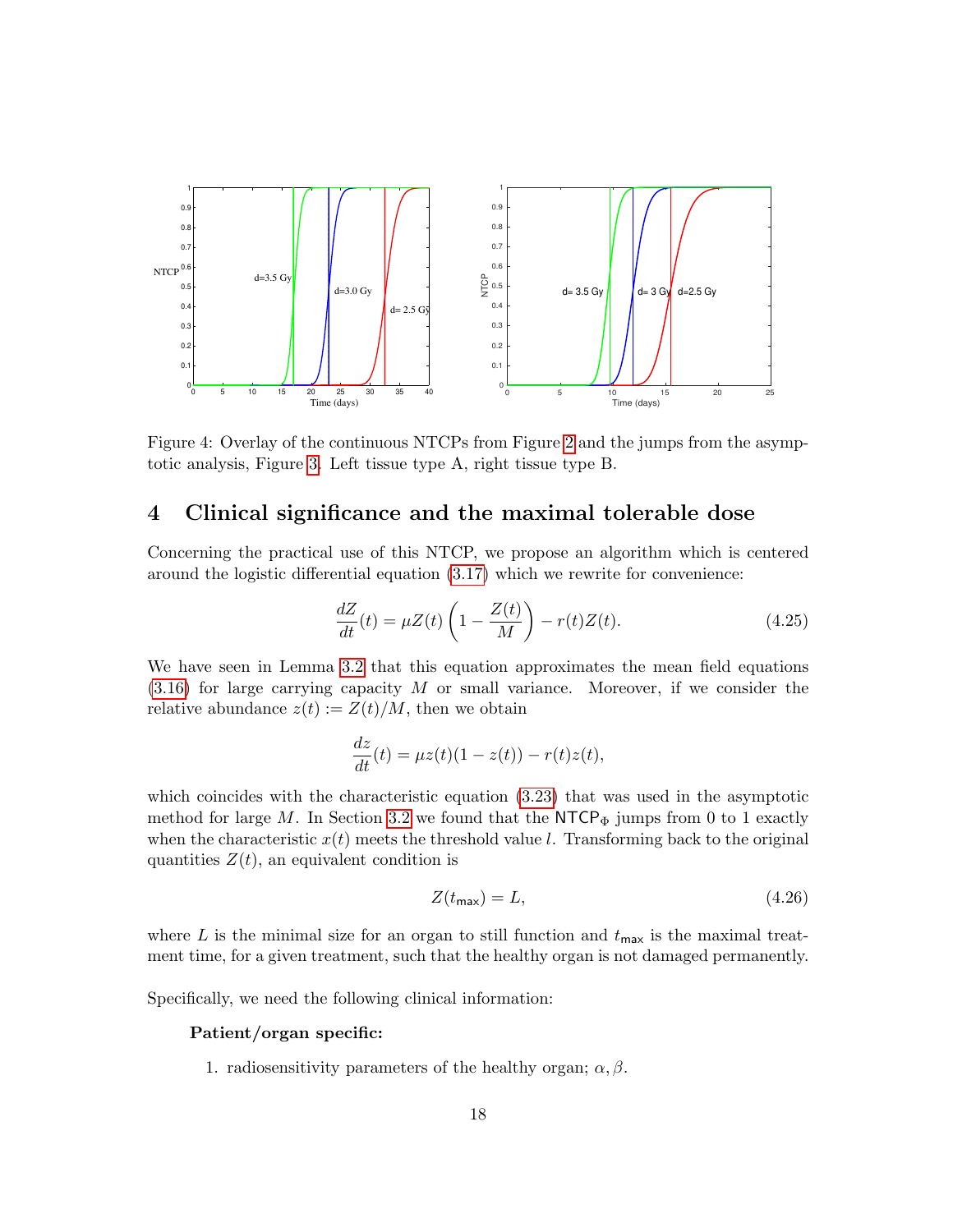Figure 4: Overlay of the continuous NTCPs from Figure 2 and the jumps from the asymptotic analysis, Figure 3. Left tissue type A, right tissue type B.

## 4 Clinical significance and the maximal tolerable dose

Concerning the practical use of this NTCP, we propose an algorithm which is centered around the logistic differential equation (3.17) which we rewrite for convenience:

$$\frac{dZ}{dt}(t) = \mu Z(t)\left(1 - \frac{Z(t)}{M}\right) - r(t)Z(t). \tag{4.25}$$

We have seen in Lemma 3.2 that this equation approximates the mean field equations (3.16) for large carrying capacity $M$ or small variance. Moreover, if we consider the relative abundance $z(t) := Z(t)/M$, then we obtain

$$\frac{dz}{dt}(t) = \mu z(t)(1 - z(t)) - r(t)z(t),$$

which coincides with the characteristic equation (3.23) that was used in the asymptotic method for large $M$. In Section 3.2 we found that the $\mathsf{NTCP}_\Phi$ jumps from 0 to 1 exactly when the characteristic $x(t)$ meets the threshold value $l$. Transforming back to the original quantities $Z(t)$, an equivalent condition is

$$Z(t_{\max}) = L, \tag{4.26}$$

where $L$ is the minimal size for an organ to still function and $t_{\max}$ is the maximal treatment time, for a given treatment, such that the healthy organ is not damaged permanently.

Specifically, we need the following clinical information:

**Patient/organ specific:**

1. radiosensitivity parameters of the healthy organ; $\alpha, \beta$.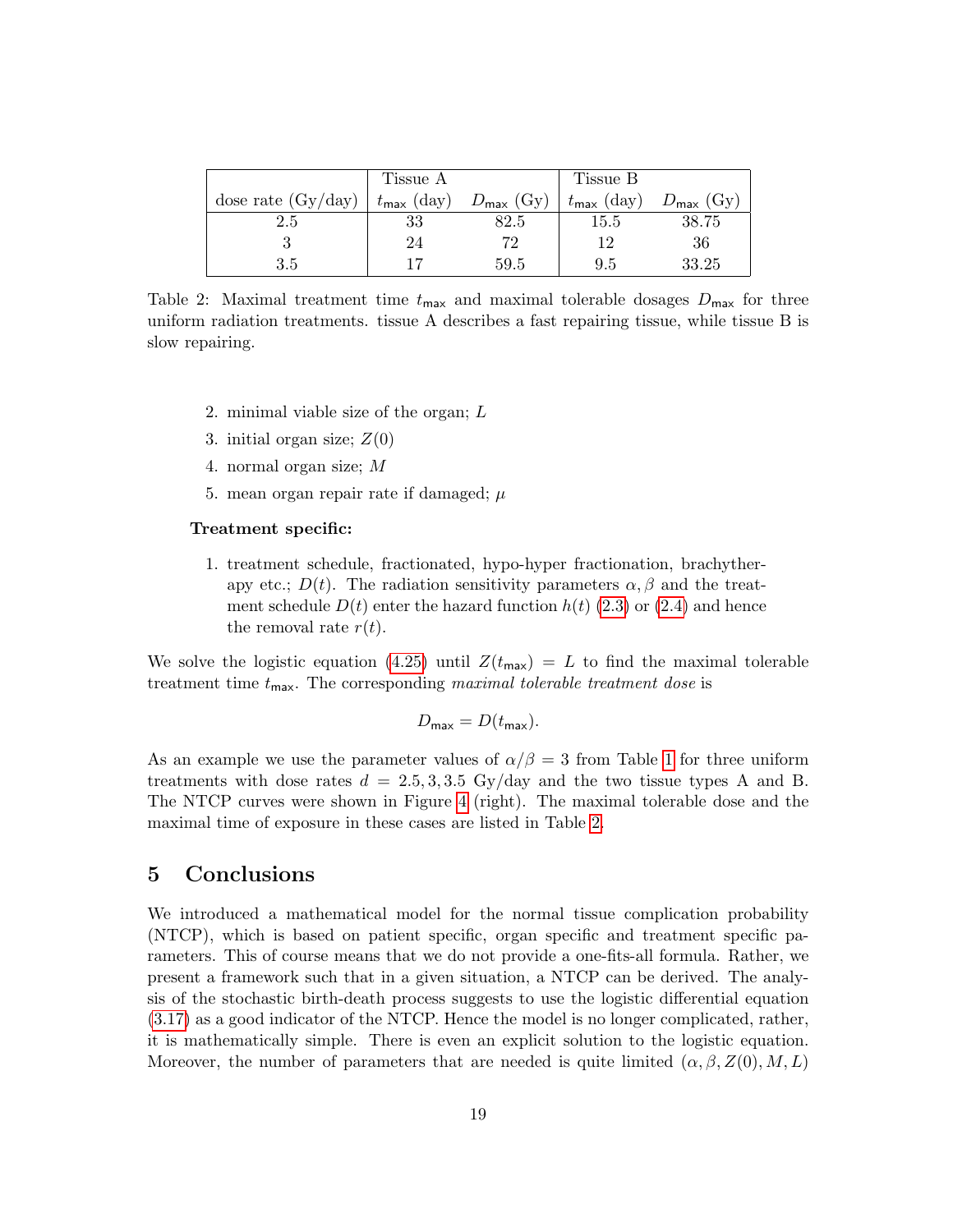| dose rate (Gy/day) | Tissue A | | Tissue B | |
|---|---|---|---|---|
| | $t_{\mathsf{max}}$ (day) | $D_{\mathsf{max}}$ (Gy) | $t_{\mathsf{max}}$ (day) | $D_{\mathsf{max}}$ (Gy) |
| 2.5 | 33 | 82.5 | 15.5 | 38.75 |
| 3 | 24 | 72 | 12 | 36 |
| 3.5 | 17 | 59.5 | 9.5 | 33.25 |

Table 2: Maximal treatment time $t_{\mathsf{max}}$ and maximal tolerable dosages $D_{\mathsf{max}}$ for three uniform radiation treatments. tissue A describes a fast repairing tissue, while tissue B is slow repairing.

2. minimal viable size of the organ; $L$
3. initial organ size; $Z(0)$
4. normal organ size; $M$
5. mean organ repair rate if damaged; $\mu$

**Treatment specific:**

1. treatment schedule, fractionated, hypo-hyper fractionation, brachytherapy etc.; $D(t)$. The radiation sensitivity parameters $\alpha, \beta$ and the treatment schedule $D(t)$ enter the hazard function $h(t)$ (2.3) or (2.4) and hence the removal rate $r(t)$.

We solve the logistic equation (4.25) until $Z(t_{\mathsf{max}}) = L$ to find the maximal tolerable treatment time $t_{\mathsf{max}}$. The corresponding *maximal tolerable treatment dose* is

$$D_{\mathsf{max}} = D(t_{\mathsf{max}}).$$

As an example we use the parameter values of $\alpha/\beta = 3$ from Table 1 for three uniform treatments with dose rates $d = 2.5, 3, 3.5$ Gy/day and the two tissue types A and B. The NTCP curves were shown in Figure 4 (right). The maximal tolerable dose and the maximal time of exposure in these cases are listed in Table 2.

# 5 Conclusions

We introduced a mathematical model for the normal tissue complication probability (NTCP), which is based on patient specific, organ specific and treatment specific parameters. This of course means that we do not provide a one-fits-all formula. Rather, we present a framework such that in a given situation, a NTCP can be derived. The analysis of the stochastic birth-death process suggests to use the logistic differential equation (3.17) as a good indicator of the NTCP. Hence the model is no longer complicated, rather, it is mathematically simple. There is even an explicit solution to the logistic equation. Moreover, the number of parameters that are needed is quite limited $(\alpha, \beta, Z(0), M, L)$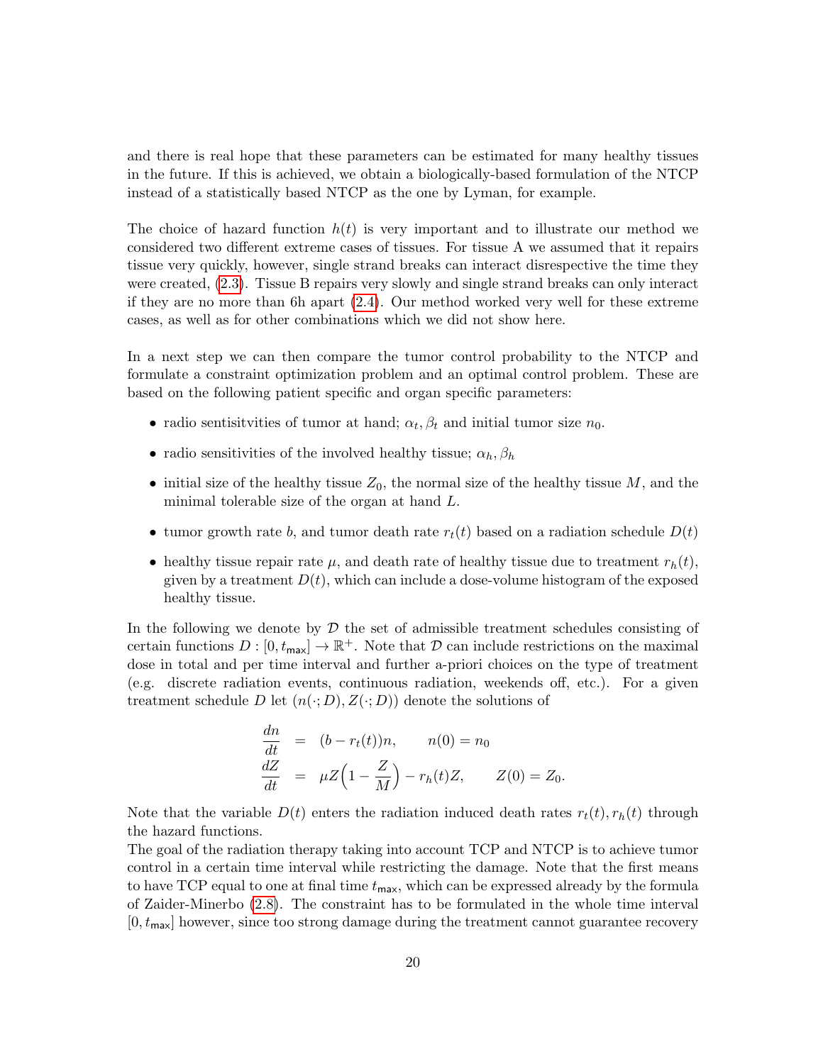and there is real hope that these parameters can be estimated for many healthy tissues in the future. If this is achieved, we obtain a biologically-based formulation of the NTCP instead of a statistically based NTCP as the one by Lyman, for example.

The choice of hazard function $h(t)$ is very important and to illustrate our method we considered two different extreme cases of tissues. For tissue A we assumed that it repairs tissue very quickly, however, single strand breaks can interact disrespective the time they were created, (2.3). Tissue B repairs very slowly and single strand breaks can only interact if they are no more than 6h apart (2.4). Our method worked very well for these extreme cases, as well as for other combinations which we did not show here.

In a next step we can then compare the tumor control probability to the NTCP and formulate a constraint optimization problem and an optimal control problem. These are based on the following patient specific and organ specific parameters:

- radio sentisitvities of tumor at hand; $\alpha_t, \beta_t$ and initial tumor size $n_0$.
- radio sensitivities of the involved healthy tissue; $\alpha_h, \beta_h$
- initial size of the healthy tissue $Z_0$, the normal size of the healthy tissue $M$, and the minimal tolerable size of the organ at hand $L$.
- tumor growth rate $b$, and tumor death rate $r_t(t)$ based on a radiation schedule $D(t)$
- healthy tissue repair rate $\mu$, and death rate of healthy tissue due to treatment $r_h(t)$, given by a treatment $D(t)$, which can include a dose-volume histogram of the exposed healthy tissue.

In the following we denote by $\mathcal{D}$ the set of admissible treatment schedules consisting of certain functions $D : [0, t_{\mathsf{max}}] \to \mathbb{R}^+$. Note that $\mathcal{D}$ can include restrictions on the maximal dose in total and per time interval and further a-priori choices on the type of treatment (e.g. discrete radiation events, continuous radiation, weekends off, etc.). For a given treatment schedule $D$ let $(n(\cdot; D), Z(\cdot; D))$ denote the solutions of

$$
\begin{aligned}
\frac{dn}{dt} &= (b - r_t(t))n, \qquad n(0) = n_0 \\
\frac{dZ}{dt} &= \mu Z\Big(1 - \frac{Z}{M}\Big) - r_h(t)Z, \qquad Z(0) = Z_0.
\end{aligned}
$$

Note that the variable $D(t)$ enters the radiation induced death rates $r_t(t), r_h(t)$ through the hazard functions.

The goal of the radiation therapy taking into account TCP and NTCP is to achieve tumor control in a certain time interval while restricting the damage. Note that the first means to have TCP equal to one at final time $t_{\mathsf{max}}$, which can be expressed already by the formula of Zaider-Minerbo (2.8). The constraint has to be formulated in the whole time interval $[0, t_{\mathsf{max}}]$ however, since too strong damage during the treatment cannot guarantee recovery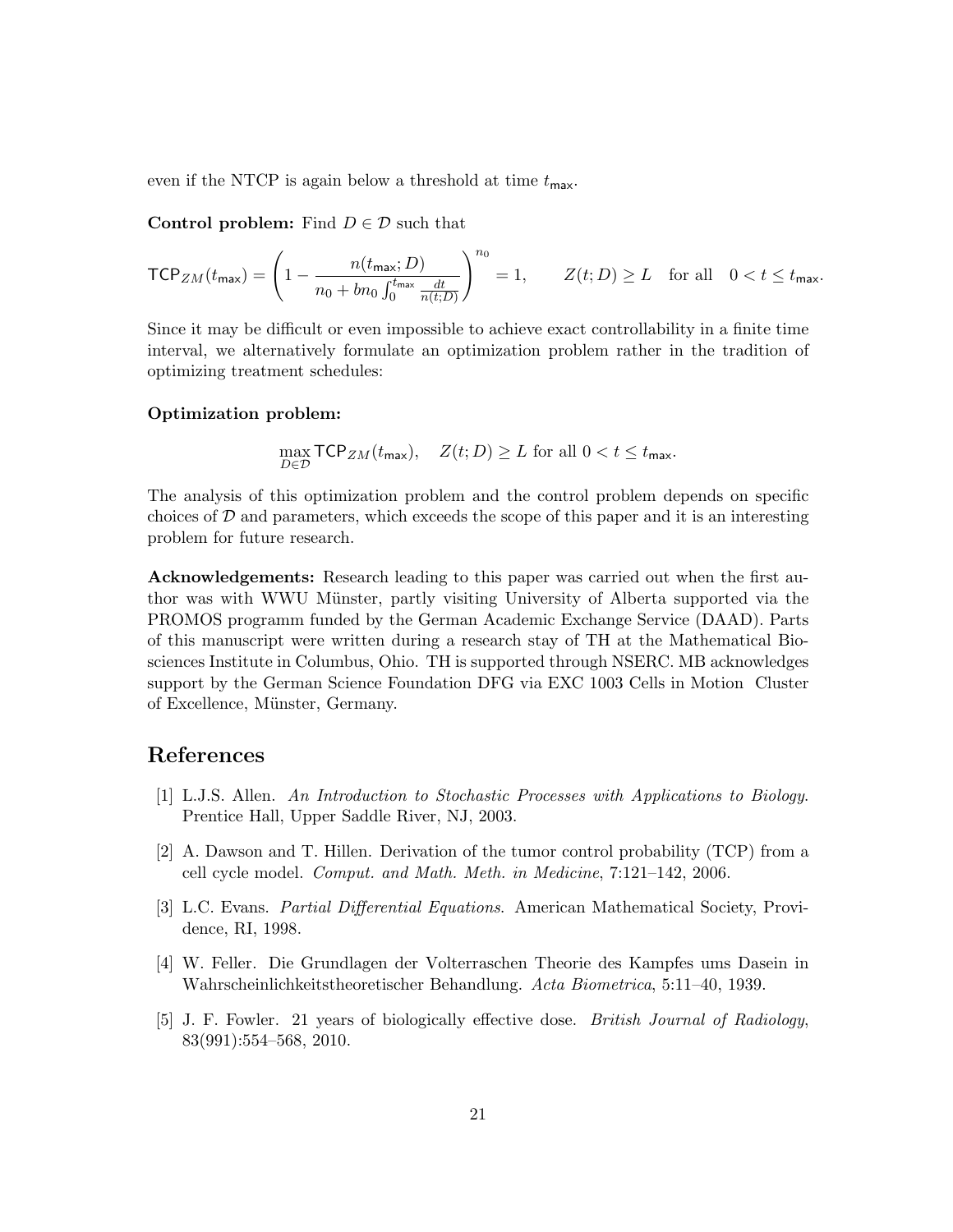even if the NTCP is again below a threshold at time $t_{\mathsf{max}}$.

**Control problem:** Find $D \in \mathcal{D}$ such that

$$\mathsf{TCP}_{ZM}(t_{\mathsf{max}}) = \left(1 - \frac{n(t_{\mathsf{max}}; D)}{n_0 + bn_0 \int_0^{t_{\mathsf{max}}} \frac{dt}{n(t;D)}}\right)^{n_0} = 1, \qquad Z(t; D) \geq L \quad \text{for all} \quad 0 < t \leq t_{\mathsf{max}}.$$

Since it may be difficult or even impossible to achieve exact controllability in a finite time interval, we alternatively formulate an optimization problem rather in the tradition of optimizing treatment schedules:

**Optimization problem:**

$$\max_{D \in \mathcal{D}} \mathsf{TCP}_{ZM}(t_{\mathsf{max}}), \quad Z(t; D) \geq L \text{ for all } 0 < t \leq t_{\mathsf{max}}.$$

The analysis of this optimization problem and the control problem depends on specific choices of $\mathcal{D}$ and parameters, which exceeds the scope of this paper and it is an interesting problem for future research.

**Acknowledgements:** Research leading to this paper was carried out when the first author was with WWU Münster, partly visiting University of Alberta supported via the PROMOS programm funded by the German Academic Exchange Service (DAAD). Parts of this manuscript were written during a research stay of TH at the Mathematical Biosciences Institute in Columbus, Ohio. TH is supported through NSERC. MB acknowledges support by the German Science Foundation DFG via EXC 1003 Cells in Motion Cluster of Excellence, Münster, Germany.

## References

[1] L.J.S. Allen. *An Introduction to Stochastic Processes with Applications to Biology*. Prentice Hall, Upper Saddle River, NJ, 2003.

[2] A. Dawson and T. Hillen. Derivation of the tumor control probability (TCP) from a cell cycle model. *Comput. and Math. Meth. in Medicine*, 7:121–142, 2006.

[3] L.C. Evans. *Partial Differential Equations*. American Mathematical Society, Providence, RI, 1998.

[4] W. Feller. Die Grundlagen der Volterraschen Theorie des Kampfes ums Dasein in Wahrscheinlichkeitstheoretischer Behandlung. *Acta Biometrica*, 5:11–40, 1939.

[5] J. F. Fowler. 21 years of biologically effective dose. *British Journal of Radiology*, 83(991):554–568, 2010.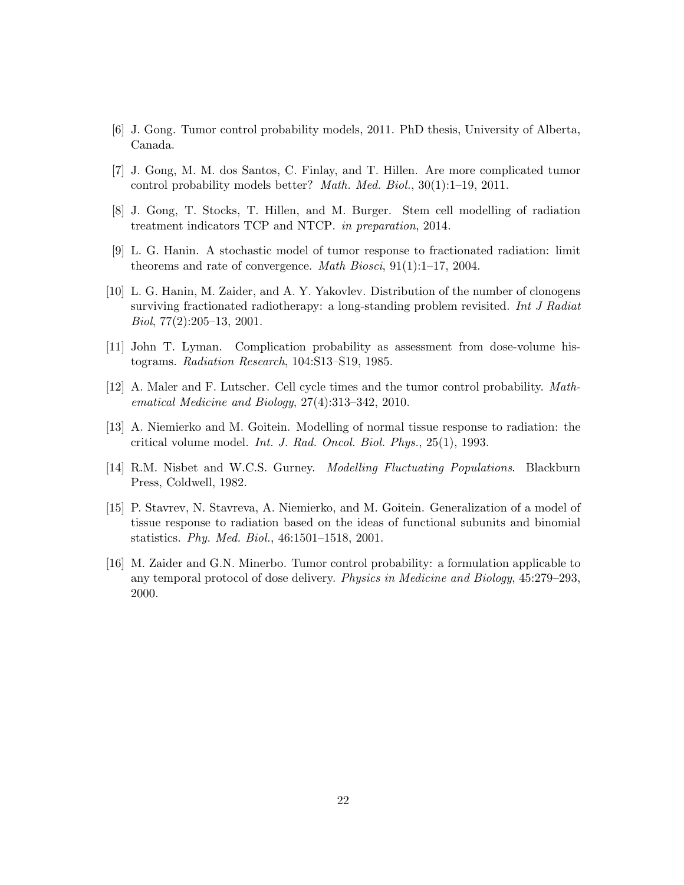[6] J. Gong. Tumor control probability models, 2011. PhD thesis, University of Alberta, Canada.

[7] J. Gong, M. M. dos Santos, C. Finlay, and T. Hillen. Are more complicated tumor control probability models better? *Math. Med. Biol.*, 30(1):1–19, 2011.

[8] J. Gong, T. Stocks, T. Hillen, and M. Burger. Stem cell modelling of radiation treatment indicators TCP and NTCP. *in preparation*, 2014.

[9] L. G. Hanin. A stochastic model of tumor response to fractionated radiation: limit theorems and rate of convergence. *Math Biosci*, 91(1):1–17, 2004.

[10] L. G. Hanin, M. Zaider, and A. Y. Yakovlev. Distribution of the number of clonogens surviving fractionated radiotherapy: a long-standing problem revisited. *Int J Radiat Biol*, 77(2):205–13, 2001.

[11] John T. Lyman. Complication probability as assessment from dose-volume histograms. *Radiation Research*, 104:S13–S19, 1985.

[12] A. Maler and F. Lutscher. Cell cycle times and the tumor control probability. *Mathematical Medicine and Biology*, 27(4):313–342, 2010.

[13] A. Niemierko and M. Goitein. Modelling of normal tissue response to radiation: the critical volume model. *Int. J. Rad. Oncol. Biol. Phys.*, 25(1), 1993.

[14] R.M. Nisbet and W.C.S. Gurney. *Modelling Fluctuating Populations*. Blackburn Press, Coldwell, 1982.

[15] P. Stavrev, N. Stavreva, A. Niemierko, and M. Goitein. Generalization of a model of tissue response to radiation based on the ideas of functional subunits and binomial statistics. *Phy. Med. Biol.*, 46:1501–1518, 2001.

[16] M. Zaider and G.N. Minerbo. Tumor control probability: a formulation applicable to any temporal protocol of dose delivery. *Physics in Medicine and Biology*, 45:279–293, 2000.